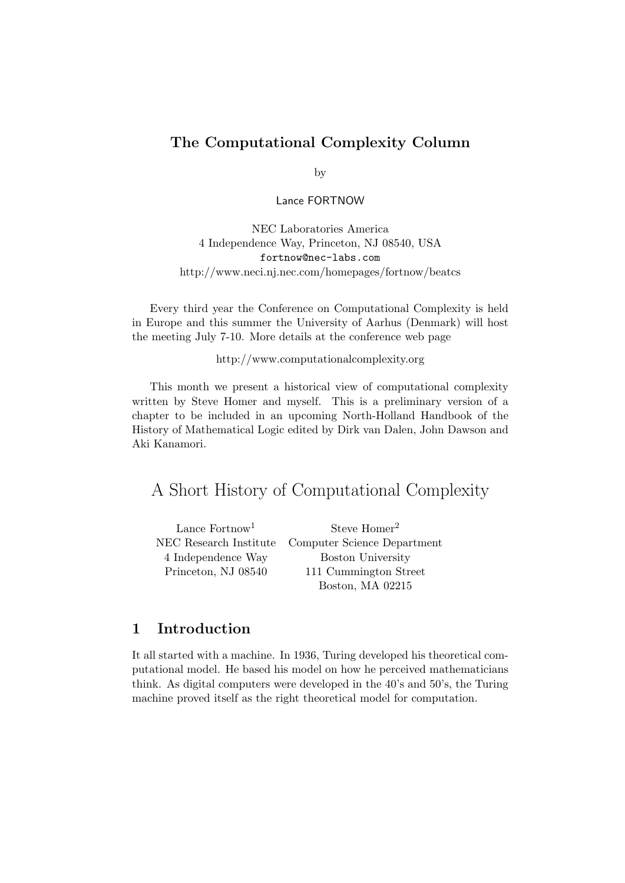**The Computational Complexity Column**

by

Lance FORTNOW

NEC Laboratories America
4 Independence Way, Princeton, NJ 08540, USA
fortnow@nec-labs.com
http://www.neci.nj.nec.com/homepages/fortnow/beatcs

Every third year the Conference on Computational Complexity is held in Europe and this summer the University of Aarhus (Denmark) will host the meeting July 7-10. More details at the conference web page

http://www.computationalcomplexity.org

This month we present a historical view of computational complexity written by Steve Homer and myself. This is a preliminary version of a chapter to be included in an upcoming North-Holland Handbook of the History of Mathematical Logic edited by Dirk van Dalen, John Dawson and Aki Kanamori.

# A Short History of Computational Complexity

| Lance Fortnow[1] | Steve Homer[2] |
|---|---|
| NEC Research Institute | Computer Science Department |
| 4 Independence Way | Boston University |
| Princeton, NJ 08540 | 111 Cummington Street |
| | Boston, MA 02215 |

## 1 Introduction

It all started with a machine. In 1936, Turing developed his theoretical computational model. He based his model on how he perceived mathematicians think. As digital computers were developed in the 40's and 50's, the Turing machine proved itself as the right theoretical model for computation.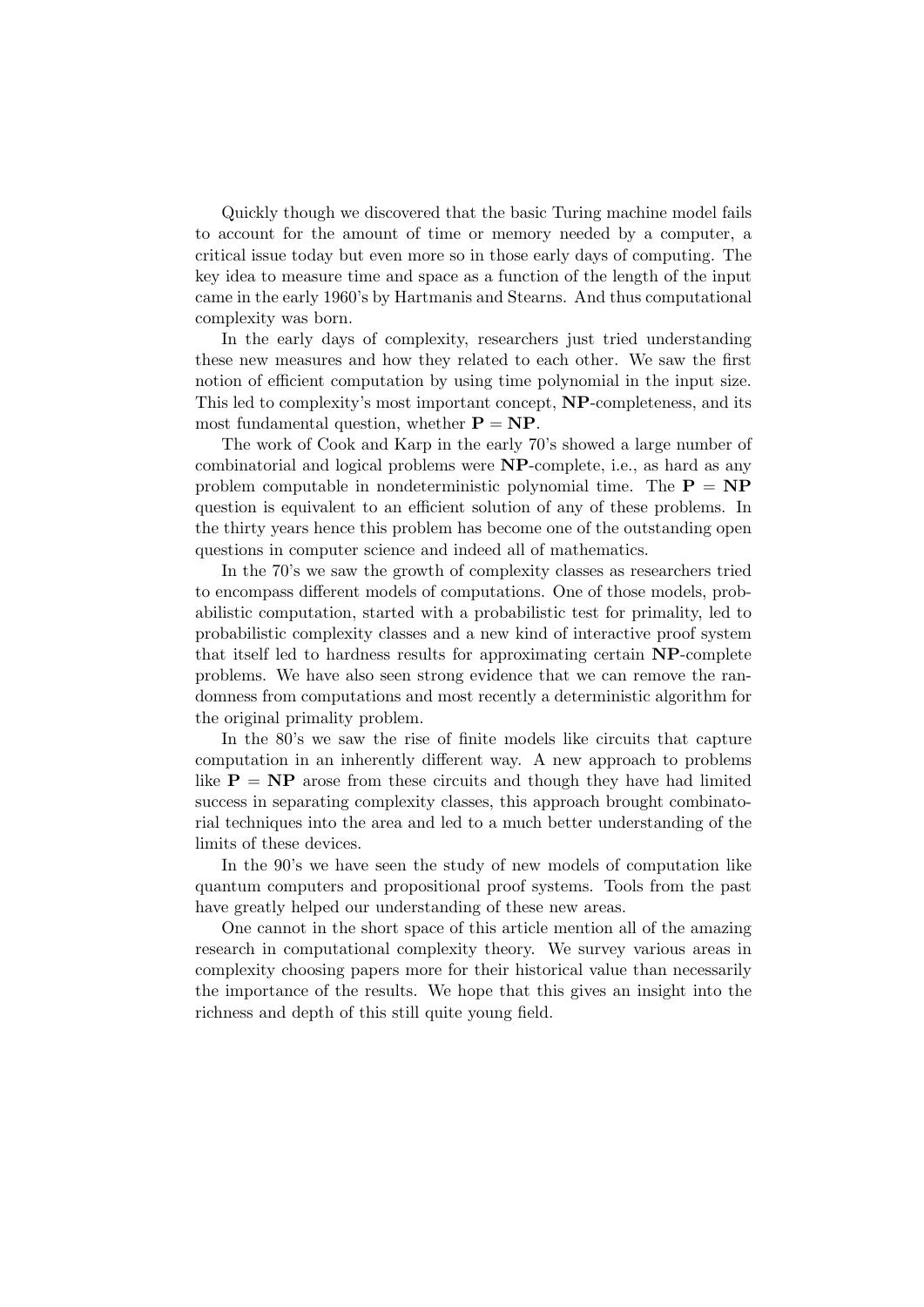Quickly though we discovered that the basic Turing machine model fails to account for the amount of time or memory needed by a computer, a critical issue today but even more so in those early days of computing. The key idea to measure time and space as a function of the length of the input came in the early 1960's by Hartmanis and Stearns. And thus computational complexity was born.

In the early days of complexity, researchers just tried understanding these new measures and how they related to each other. We saw the first notion of efficient computation by using time polynomial in the input size. This led to complexity's most important concept, **NP**-completeness, and its most fundamental question, whether $\mathbf{P} = \mathbf{NP}$.

The work of Cook and Karp in the early 70's showed a large number of combinatorial and logical problems were **NP**-complete, i.e., as hard as any problem computable in nondeterministic polynomial time. The $\mathbf{P} = \mathbf{NP}$ question is equivalent to an efficient solution of any of these problems. In the thirty years hence this problem has become one of the outstanding open questions in computer science and indeed all of mathematics.

In the 70's we saw the growth of complexity classes as researchers tried to encompass different models of computations. One of those models, probabilistic computation, started with a probabilistic test for primality, led to probabilistic complexity classes and a new kind of interactive proof system that itself led to hardness results for approximating certain **NP**-complete problems. We have also seen strong evidence that we can remove the randomness from computations and most recently a deterministic algorithm for the original primality problem.

In the 80's we saw the rise of finite models like circuits that capture computation in an inherently different way. A new approach to problems like $\mathbf{P} = \mathbf{NP}$ arose from these circuits and though they have had limited success in separating complexity classes, this approach brought combinatorial techniques into the area and led to a much better understanding of the limits of these devices.

In the 90's we have seen the study of new models of computation like quantum computers and propositional proof systems. Tools from the past have greatly helped our understanding of these new areas.

One cannot in the short space of this article mention all of the amazing research in computational complexity theory. We survey various areas in complexity choosing papers more for their historical value than necessarily the importance of the results. We hope that this gives an insight into the richness and depth of this still quite young field.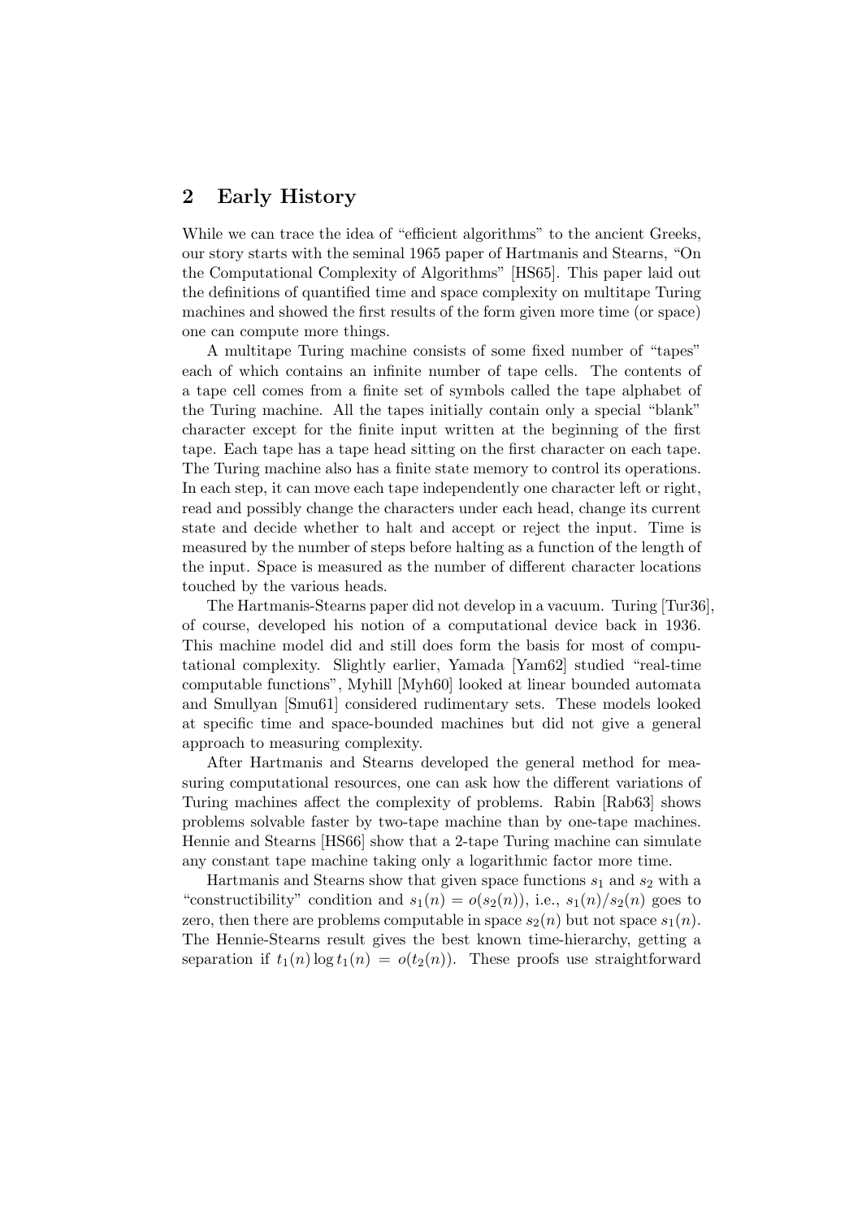## 2 Early History

While we can trace the idea of "efficient algorithms" to the ancient Greeks, our story starts with the seminal 1965 paper of Hartmanis and Stearns, "On the Computational Complexity of Algorithms" [HS65]. This paper laid out the definitions of quantified time and space complexity on multitape Turing machines and showed the first results of the form given more time (or space) one can compute more things.

A multitape Turing machine consists of some fixed number of "tapes" each of which contains an infinite number of tape cells. The contents of a tape cell comes from a finite set of symbols called the tape alphabet of the Turing machine. All the tapes initially contain only a special "blank" character except for the finite input written at the beginning of the first tape. Each tape has a tape head sitting on the first character on each tape. The Turing machine also has a finite state memory to control its operations. In each step, it can move each tape independently one character left or right, read and possibly change the characters under each head, change its current state and decide whether to halt and accept or reject the input. Time is measured by the number of steps before halting as a function of the length of the input. Space is measured as the number of different character locations touched by the various heads.

The Hartmanis-Stearns paper did not develop in a vacuum. Turing [Tur36], of course, developed his notion of a computational device back in 1936. This machine model did and still does form the basis for most of computational complexity. Slightly earlier, Yamada [Yam62] studied "real-time computable functions", Myhill [Myh60] looked at linear bounded automata and Smullyan [Smu61] considered rudimentary sets. These models looked at specific time and space-bounded machines but did not give a general approach to measuring complexity.

After Hartmanis and Stearns developed the general method for measuring computational resources, one can ask how the different variations of Turing machines affect the complexity of problems. Rabin [Rab63] shows problems solvable faster by two-tape machine than by one-tape machines. Hennie and Stearns [HS66] show that a 2-tape Turing machine can simulate any constant tape machine taking only a logarithmic factor more time.

Hartmanis and Stearns show that given space functions $s_1$ and $s_2$ with a "constructibility" condition and $s_1(n) = o(s_2(n))$, i.e., $s_1(n)/s_2(n)$ goes to zero, then there are problems computable in space $s_2(n)$ but not space $s_1(n)$. The Hennie-Stearns result gives the best known time-hierarchy, getting a separation if $t_1(n) \log t_1(n) = o(t_2(n))$. These proofs use straightforward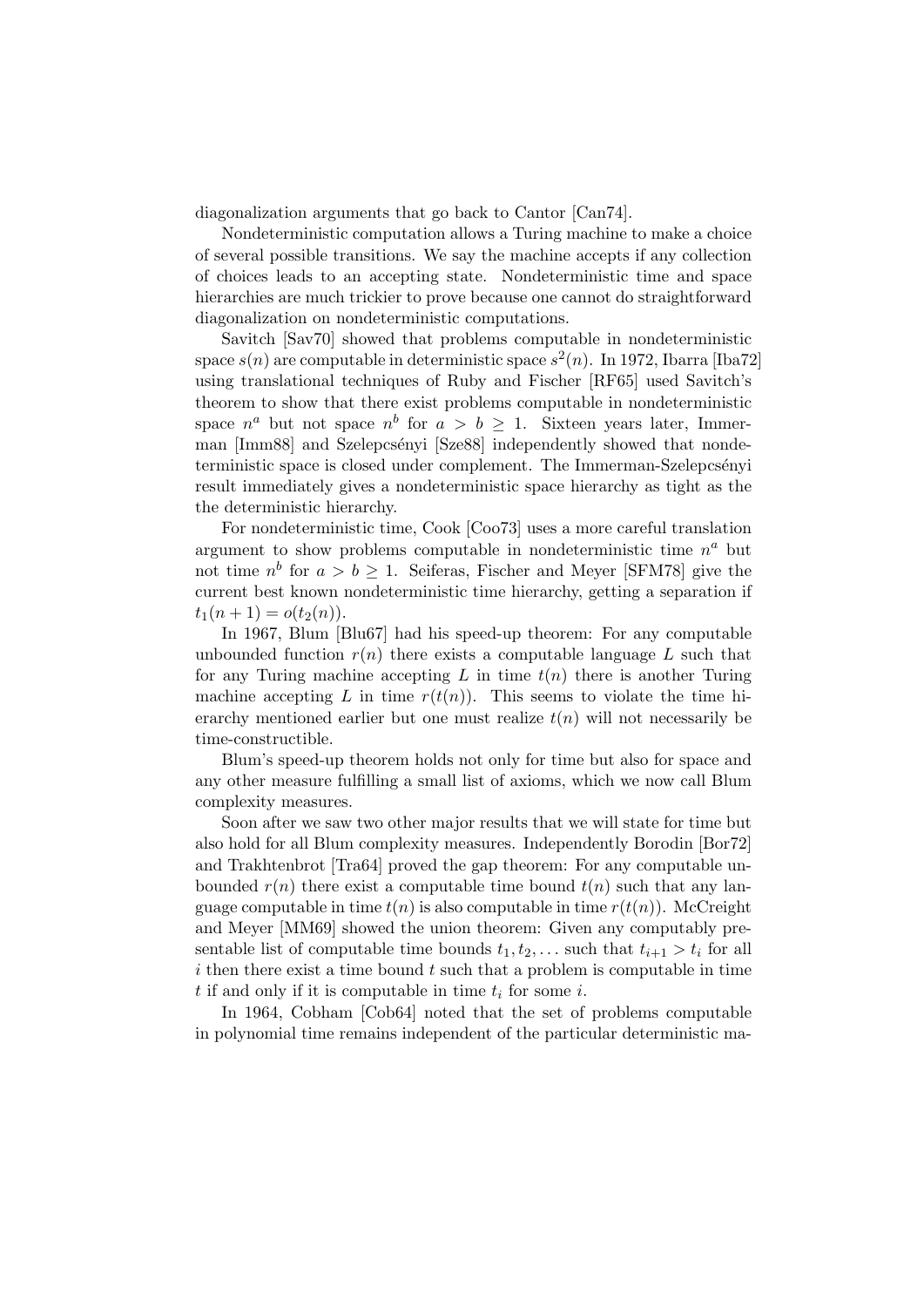diagonalization arguments that go back to Cantor [Can74].

Nondeterministic computation allows a Turing machine to make a choice of several possible transitions. We say the machine accepts if any collection of choices leads to an accepting state. Nondeterministic time and space hierarchies are much trickier to prove because one cannot do straightforward diagonalization on nondeterministic computations.

Savitch [Sav70] showed that problems computable in nondeterministic space $s(n)$ are computable in deterministic space $s^2(n)$. In 1972, Ibarra [Iba72] using translational techniques of Ruby and Fischer [RF65] used Savitch's theorem to show that there exist problems computable in nondeterministic space $n^a$ but not space $n^b$ for $a > b \geq 1$. Sixteen years later, Immerman [Imm88] and Szelepcsényi [Sze88] independently showed that nondeterministic space is closed under complement. The Immerman-Szelepcsényi result immediately gives a nondeterministic space hierarchy as tight as the the deterministic hierarchy.

For nondeterministic time, Cook [Coo73] uses a more careful translation argument to show problems computable in nondeterministic time $n^a$ but not time $n^b$ for $a > b \geq 1$. Seiferas, Fischer and Meyer [SFM78] give the current best known nondeterministic time hierarchy, getting a separation if $t_1(n+1) = o(t_2(n))$.

In 1967, Blum [Blu67] had his speed-up theorem: For any computable unbounded function $r(n)$ there exists a computable language $L$ such that for any Turing machine accepting $L$ in time $t(n)$ there is another Turing machine accepting $L$ in time $r(t(n))$. This seems to violate the time hierarchy mentioned earlier but one must realize $t(n)$ will not necessarily be time-constructible.

Blum's speed-up theorem holds not only for time but also for space and any other measure fulfilling a small list of axioms, which we now call Blum complexity measures.

Soon after we saw two other major results that we will state for time but also hold for all Blum complexity measures. Independently Borodin [Bor72] and Trakhtenbrot [Tra64] proved the gap theorem: For any computable unbounded $r(n)$ there exist a computable time bound $t(n)$ such that any language computable in time $t(n)$ is also computable in time $r(t(n))$. McCreight and Meyer [MM69] showed the union theorem: Given any computably presentable list of computable time bounds $t_1, t_2, \ldots$ such that $t_{i+1} > t_i$ for all $i$ then there exist a time bound $t$ such that a problem is computable in time $t$ if and only if it is computable in time $t_i$ for some $i$.

In 1964, Cobham [Cob64] noted that the set of problems computable in polynomial time remains independent of the particular deterministic ma-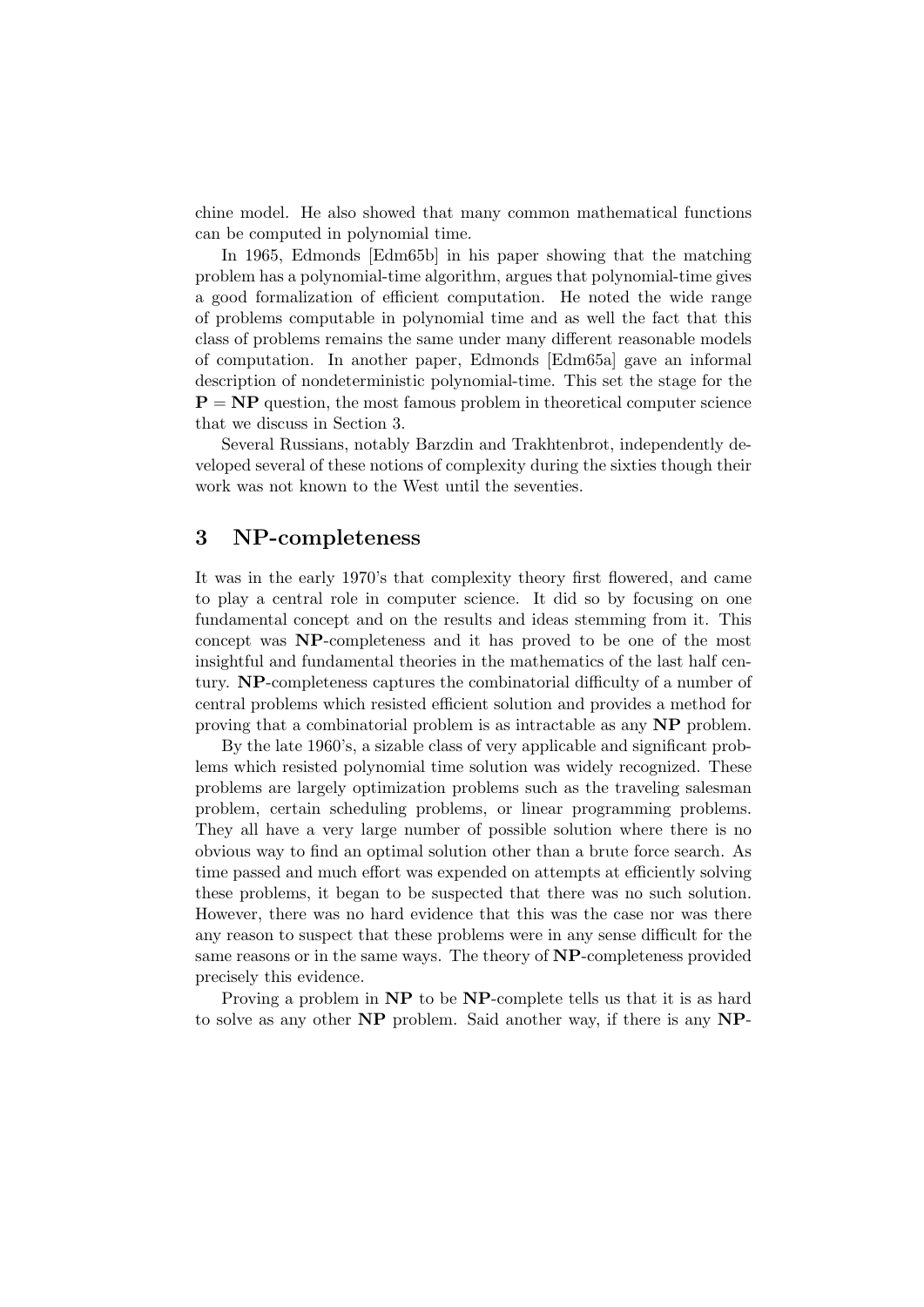chine model. He also showed that many common mathematical functions can be computed in polynomial time.

In 1965, Edmonds [Edm65b] in his paper showing that the matching problem has a polynomial-time algorithm, argues that polynomial-time gives a good formalization of efficient computation. He noted the wide range of problems computable in polynomial time and as well the fact that this class of problems remains the same under many different reasonable models of computation. In another paper, Edmonds [Edm65a] gave an informal description of nondeterministic polynomial-time. This set the stage for the $\mathbf{P} = \mathbf{NP}$ question, the most famous problem in theoretical computer science that we discuss in Section 3.

Several Russians, notably Barzdin and Trakhtenbrot, independently developed several of these notions of complexity during the sixties though their work was not known to the West until the seventies.

## 3 NP-completeness

It was in the early 1970's that complexity theory first flowered, and came to play a central role in computer science. It did so by focusing on one fundamental concept and on the results and ideas stemming from it. This concept was **NP**-completeness and it has proved to be one of the most insightful and fundamental theories in the mathematics of the last half century. **NP**-completeness captures the combinatorial difficulty of a number of central problems which resisted efficient solution and provides a method for proving that a combinatorial problem is as intractable as any **NP** problem.

By the late 1960's, a sizable class of very applicable and significant problems which resisted polynomial time solution was widely recognized. These problems are largely optimization problems such as the traveling salesman problem, certain scheduling problems, or linear programming problems. They all have a very large number of possible solution where there is no obvious way to find an optimal solution other than a brute force search. As time passed and much effort was expended on attempts at efficiently solving these problems, it began to be suspected that there was no such solution. However, there was no hard evidence that this was the case nor was there any reason to suspect that these problems were in any sense difficult for the same reasons or in the same ways. The theory of **NP**-completeness provided precisely this evidence.

Proving a problem in **NP** to be **NP**-complete tells us that it is as hard to solve as any other **NP** problem. Said another way, if there is any **NP**-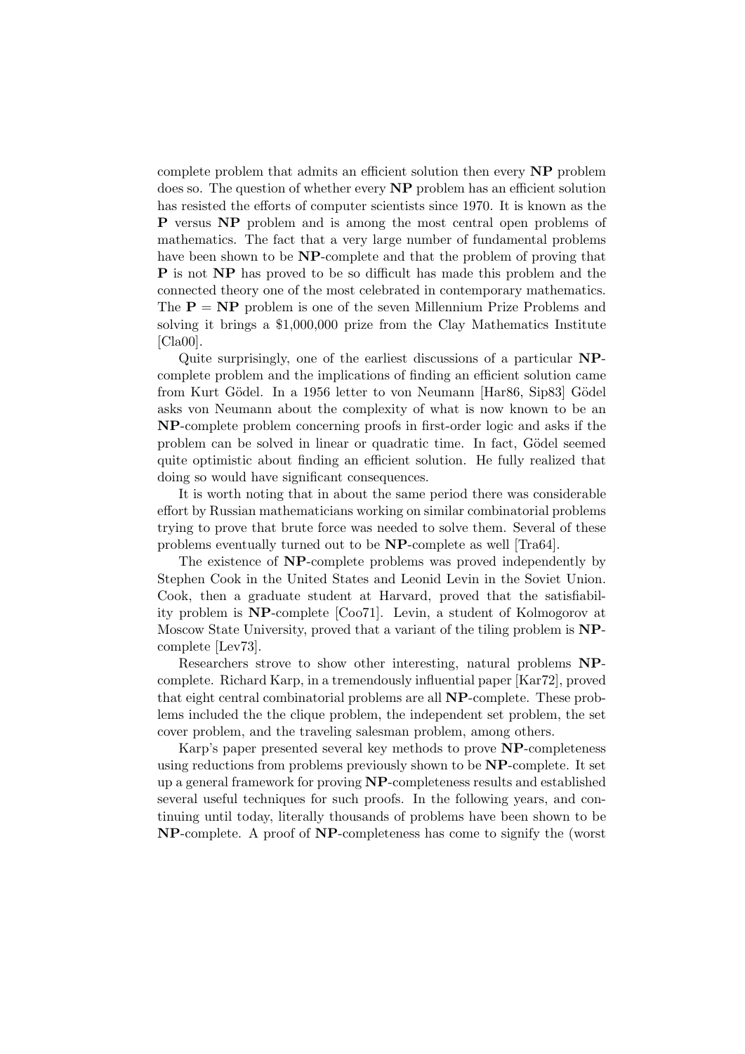complete problem that admits an efficient solution then every **NP** problem does so. The question of whether every **NP** problem has an efficient solution has resisted the efforts of computer scientists since 1970. It is known as the **P** versus **NP** problem and is among the most central open problems of mathematics. The fact that a very large number of fundamental problems have been shown to be **NP**-complete and that the problem of proving that **P** is not **NP** has proved to be so difficult has made this problem and the connected theory one of the most celebrated in contemporary mathematics. The **P** = **NP** problem is one of the seven Millennium Prize Problems and solving it brings a $1,000,000 prize from the Clay Mathematics Institute [Cla00].

Quite surprisingly, one of the earliest discussions of a particular **NP**-complete problem and the implications of finding an efficient solution came from Kurt Gödel. In a 1956 letter to von Neumann [Har86, Sip83] Gödel asks von Neumann about the complexity of what is now known to be an **NP**-complete problem concerning proofs in first-order logic and asks if the problem can be solved in linear or quadratic time. In fact, Gödel seemed quite optimistic about finding an efficient solution. He fully realized that doing so would have significant consequences.

It is worth noting that in about the same period there was considerable effort by Russian mathematicians working on similar combinatorial problems trying to prove that brute force was needed to solve them. Several of these problems eventually turned out to be **NP**-complete as well [Tra64].

The existence of **NP**-complete problems was proved independently by Stephen Cook in the United States and Leonid Levin in the Soviet Union. Cook, then a graduate student at Harvard, proved that the satisfiability problem is **NP**-complete [Coo71]. Levin, a student of Kolmogorov at Moscow State University, proved that a variant of the tiling problem is **NP**-complete [Lev73].

Researchers strove to show other interesting, natural problems **NP**-complete. Richard Karp, in a tremendously influential paper [Kar72], proved that eight central combinatorial problems are all **NP**-complete. These problems included the the clique problem, the independent set problem, the set cover problem, and the traveling salesman problem, among others.

Karp's paper presented several key methods to prove **NP**-completeness using reductions from problems previously shown to be **NP**-complete. It set up a general framework for proving **NP**-completeness results and established several useful techniques for such proofs. In the following years, and continuing until today, literally thousands of problems have been shown to be **NP**-complete. A proof of **NP**-completeness has come to signify the (worst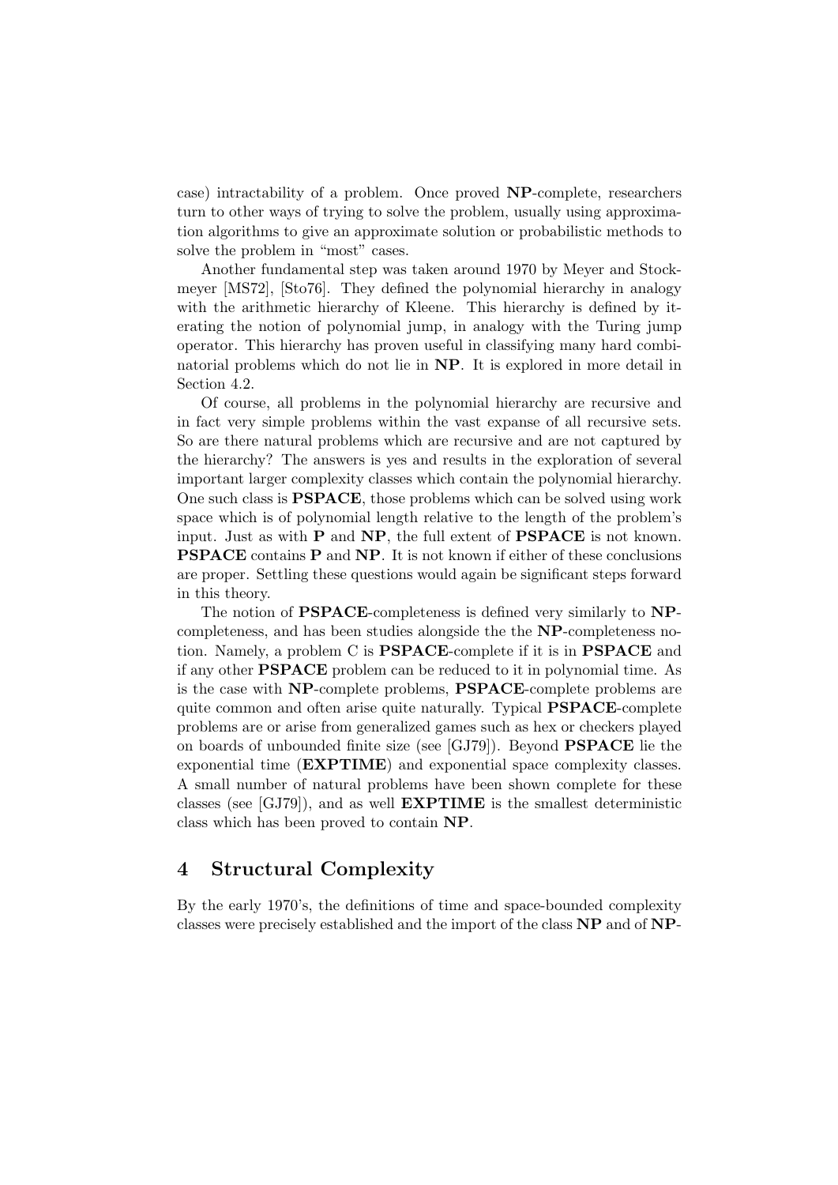case) intractability of a problem. Once proved **NP**-complete, researchers turn to other ways of trying to solve the problem, usually using approximation algorithms to give an approximate solution or probabilistic methods to solve the problem in "most" cases.

Another fundamental step was taken around 1970 by Meyer and Stockmeyer [MS72], [Sto76]. They defined the polynomial hierarchy in analogy with the arithmetic hierarchy of Kleene. This hierarchy is defined by iterating the notion of polynomial jump, in analogy with the Turing jump operator. This hierarchy has proven useful in classifying many hard combinatorial problems which do not lie in **NP**. It is explored in more detail in Section 4.2.

Of course, all problems in the polynomial hierarchy are recursive and in fact very simple problems within the vast expanse of all recursive sets. So are there natural problems which are recursive and are not captured by the hierarchy? The answers is yes and results in the exploration of several important larger complexity classes which contain the polynomial hierarchy. One such class is **PSPACE**, those problems which can be solved using work space which is of polynomial length relative to the length of the problem's input. Just as with **P** and **NP**, the full extent of **PSPACE** is not known. **PSPACE** contains **P** and **NP**. It is not known if either of these conclusions are proper. Settling these questions would again be significant steps forward in this theory.

The notion of **PSPACE**-completeness is defined very similarly to **NP**-completeness, and has been studies alongside the the **NP**-completeness notion. Namely, a problem C is **PSPACE**-complete if it is in **PSPACE** and if any other **PSPACE** problem can be reduced to it in polynomial time. As is the case with **NP**-complete problems, **PSPACE**-complete problems are quite common and often arise quite naturally. Typical **PSPACE**-complete problems are or arise from generalized games such as hex or checkers played on boards of unbounded finite size (see [GJ79]). Beyond **PSPACE** lie the exponential time (**EXPTIME**) and exponential space complexity classes. A small number of natural problems have been shown complete for these classes (see [GJ79]), and as well **EXPTIME** is the smallest deterministic class which has been proved to contain **NP**.

## 4 Structural Complexity

By the early 1970's, the definitions of time and space-bounded complexity classes were precisely established and the import of the class **NP** and of **NP**-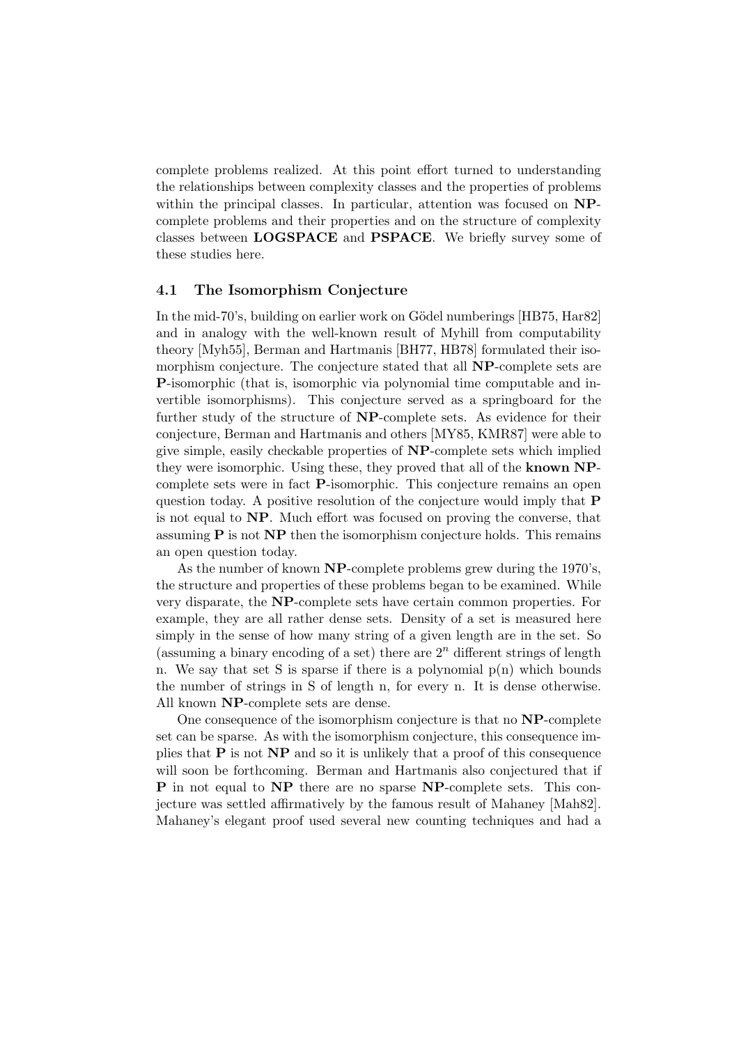complete problems realized. At this point effort turned to understanding the relationships between complexity classes and the properties of problems within the principal classes. In particular, attention was focused on **NP**-complete problems and their properties and on the structure of complexity classes between **LOGSPACE** and **PSPACE**. We briefly survey some of these studies here.

### 4.1 The Isomorphism Conjecture

In the mid-70's, building on earlier work on Gödel numberings [HB75, Har82] and in analogy with the well-known result of Myhill from computability theory [Myh55], Berman and Hartmanis [BH77, HB78] formulated their isomorphism conjecture. The conjecture stated that all **NP**-complete sets are **P**-isomorphic (that is, isomorphic via polynomial time computable and invertible isomorphisms). This conjecture served as a springboard for the further study of the structure of **NP**-complete sets. As evidence for their conjecture, Berman and Hartmanis and others [MY85, KMR87] were able to give simple, easily checkable properties of **NP**-complete sets which implied they were isomorphic. Using these, they proved that all of the **known NP**-complete sets were in fact **P**-isomorphic. This conjecture remains an open question today. A positive resolution of the conjecture would imply that **P** is not equal to **NP**. Much effort was focused on proving the converse, that assuming **P** is not **NP** then the isomorphism conjecture holds. This remains an open question today.

As the number of known **NP**-complete problems grew during the 1970's, the structure and properties of these problems began to be examined. While very disparate, the **NP**-complete sets have certain common properties. For example, they are all rather dense sets. Density of a set is measured here simply in the sense of how many string of a given length are in the set. So (assuming a binary encoding of a set) there are $2^n$ different strings of length n. We say that set S is sparse if there is a polynomial p(n) which bounds the number of strings in S of length n, for every n. It is dense otherwise. All known **NP**-complete sets are dense.

One consequence of the isomorphism conjecture is that no **NP**-complete set can be sparse. As with the isomorphism conjecture, this consequence implies that **P** is not **NP** and so it is unlikely that a proof of this consequence will soon be forthcoming. Berman and Hartmanis also conjectured that if **P** in not equal to **NP** there are no sparse **NP**-complete sets. This conjecture was settled affirmatively by the famous result of Mahaney [Mah82]. Mahaney's elegant proof used several new counting techniques and had a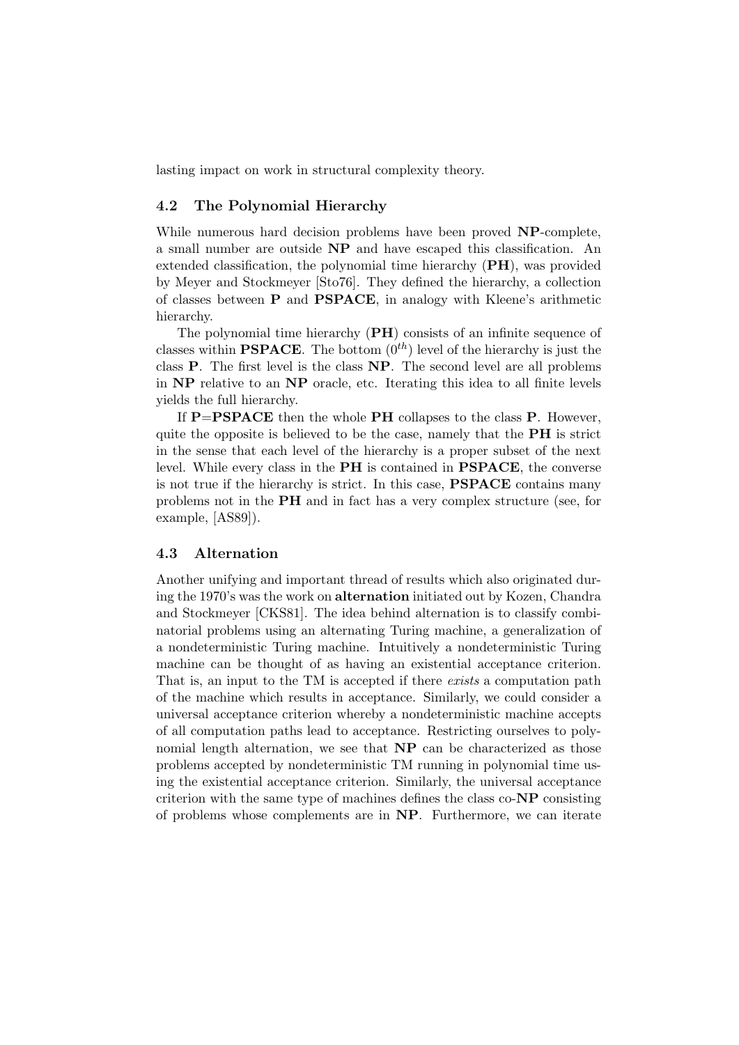lasting impact on work in structural complexity theory.

### 4.2 The Polynomial Hierarchy

While numerous hard decision problems have been proved **NP**-complete, a small number are outside **NP** and have escaped this classification. An extended classification, the polynomial time hierarchy (**PH**), was provided by Meyer and Stockmeyer [Sto76]. They defined the hierarchy, a collection of classes between **P** and **PSPACE**, in analogy with Kleene's arithmetic hierarchy.

The polynomial time hierarchy (**PH**) consists of an infinite sequence of classes within **PSPACE**. The bottom ($0^{th}$) level of the hierarchy is just the class **P**. The first level is the class **NP**. The second level are all problems in **NP** relative to an **NP** oracle, etc. Iterating this idea to all finite levels yields the full hierarchy.

If **P**=**PSPACE** then the whole **PH** collapses to the class **P**. However, quite the opposite is believed to be the case, namely that the **PH** is strict in the sense that each level of the hierarchy is a proper subset of the next level. While every class in the **PH** is contained in **PSPACE**, the converse is not true if the hierarchy is strict. In this case, **PSPACE** contains many problems not in the **PH** and in fact has a very complex structure (see, for example, [AS89]).

### 4.3 Alternation

Another unifying and important thread of results which also originated during the 1970's was the work on **alternation** initiated out by Kozen, Chandra and Stockmeyer [CKS81]. The idea behind alternation is to classify combinatorial problems using an alternating Turing machine, a generalization of a nondeterministic Turing machine. Intuitively a nondeterministic Turing machine can be thought of as having an existential acceptance criterion. That is, an input to the TM is accepted if there *exists* a computation path of the machine which results in acceptance. Similarly, we could consider a universal acceptance criterion whereby a nondeterministic machine accepts of all computation paths lead to acceptance. Restricting ourselves to polynomial length alternation, we see that **NP** can be characterized as those problems accepted by nondeterministic TM running in polynomial time using the existential acceptance criterion. Similarly, the universal acceptance criterion with the same type of machines defines the class co-**NP** consisting of problems whose complements are in **NP**. Furthermore, we can iterate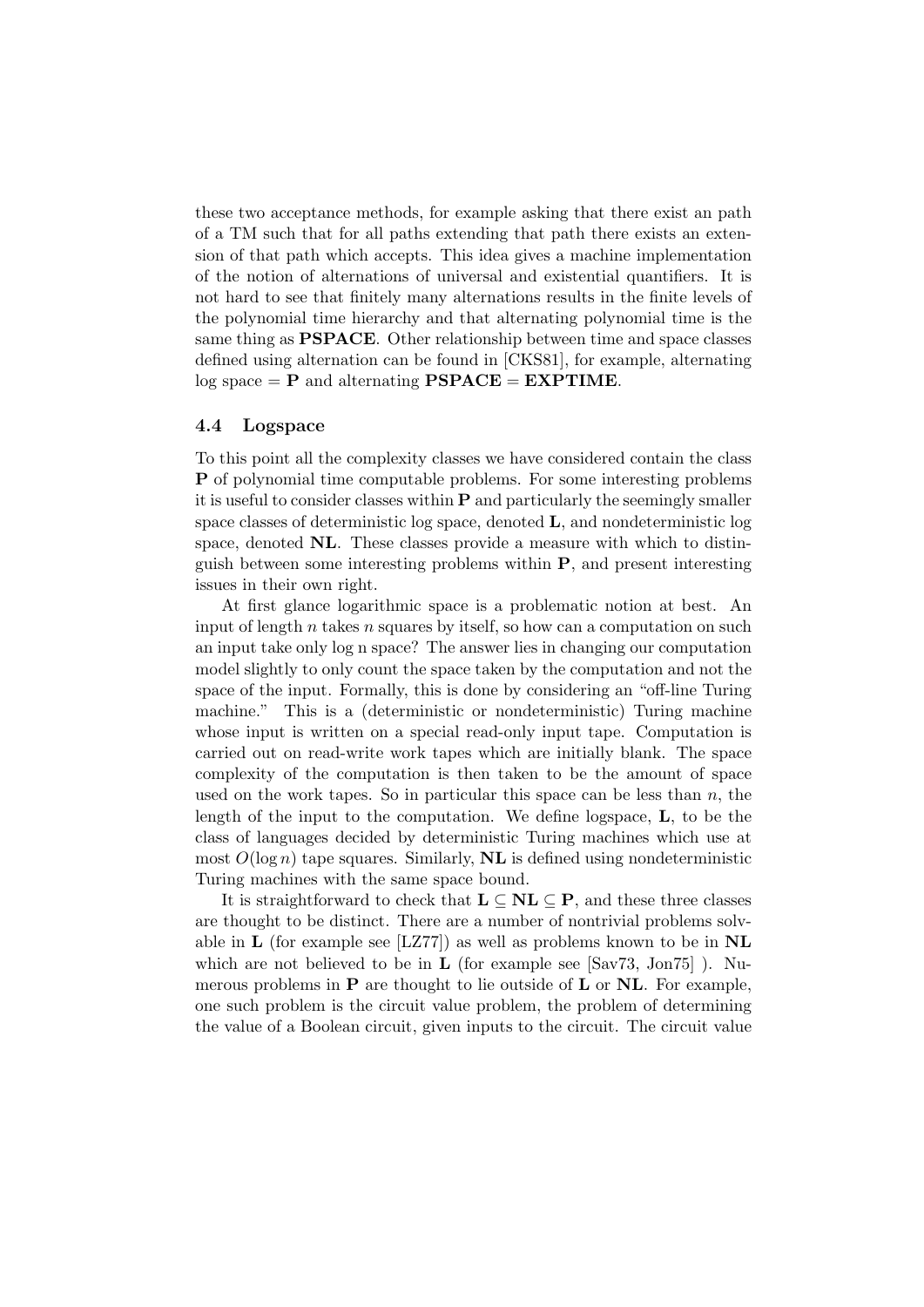these two acceptance methods, for example asking that there exist an path of a TM such that for all paths extending that path there exists an extension of that path which accepts. This idea gives a machine implementation of the notion of alternations of universal and existential quantifiers. It is not hard to see that finitely many alternations results in the finite levels of the polynomial time hierarchy and that alternating polynomial time is the same thing as **PSPACE**. Other relationship between time and space classes defined using alternation can be found in [CKS81], for example, alternating log space = **P** and alternating **PSPACE** = **EXPTIME**.

### 4.4 Logspace

To this point all the complexity classes we have considered contain the class **P** of polynomial time computable problems. For some interesting problems it is useful to consider classes within **P** and particularly the seemingly smaller space classes of deterministic log space, denoted **L**, and nondeterministic log space, denoted **NL**. These classes provide a measure with which to distinguish between some interesting problems within **P**, and present interesting issues in their own right.

At first glance logarithmic space is a problematic notion at best. An input of length $n$ takes $n$ squares by itself, so how can a computation on such an input take only log n space? The answer lies in changing our computation model slightly to only count the space taken by the computation and not the space of the input. Formally, this is done by considering an "off-line Turing machine." This is a (deterministic or nondeterministic) Turing machine whose input is written on a special read-only input tape. Computation is carried out on read-write work tapes which are initially blank. The space complexity of the computation is then taken to be the amount of space used on the work tapes. So in particular this space can be less than $n$, the length of the input to the computation. We define logspace, **L**, to be the class of languages decided by deterministic Turing machines which use at most $O(\log n)$ tape squares. Similarly, **NL** is defined using nondeterministic Turing machines with the same space bound.

It is straightforward to check that $\mathbf{L} \subseteq \mathbf{NL} \subseteq \mathbf{P}$, and these three classes are thought to be distinct. There are a number of nontrivial problems solvable in **L** (for example see [LZ77]) as well as problems known to be in **NL** which are not believed to be in **L** (for example see [Sav73, Jon75] ). Numerous problems in **P** are thought to lie outside of **L** or **NL**. For example, one such problem is the circuit value problem, the problem of determining the value of a Boolean circuit, given inputs to the circuit. The circuit value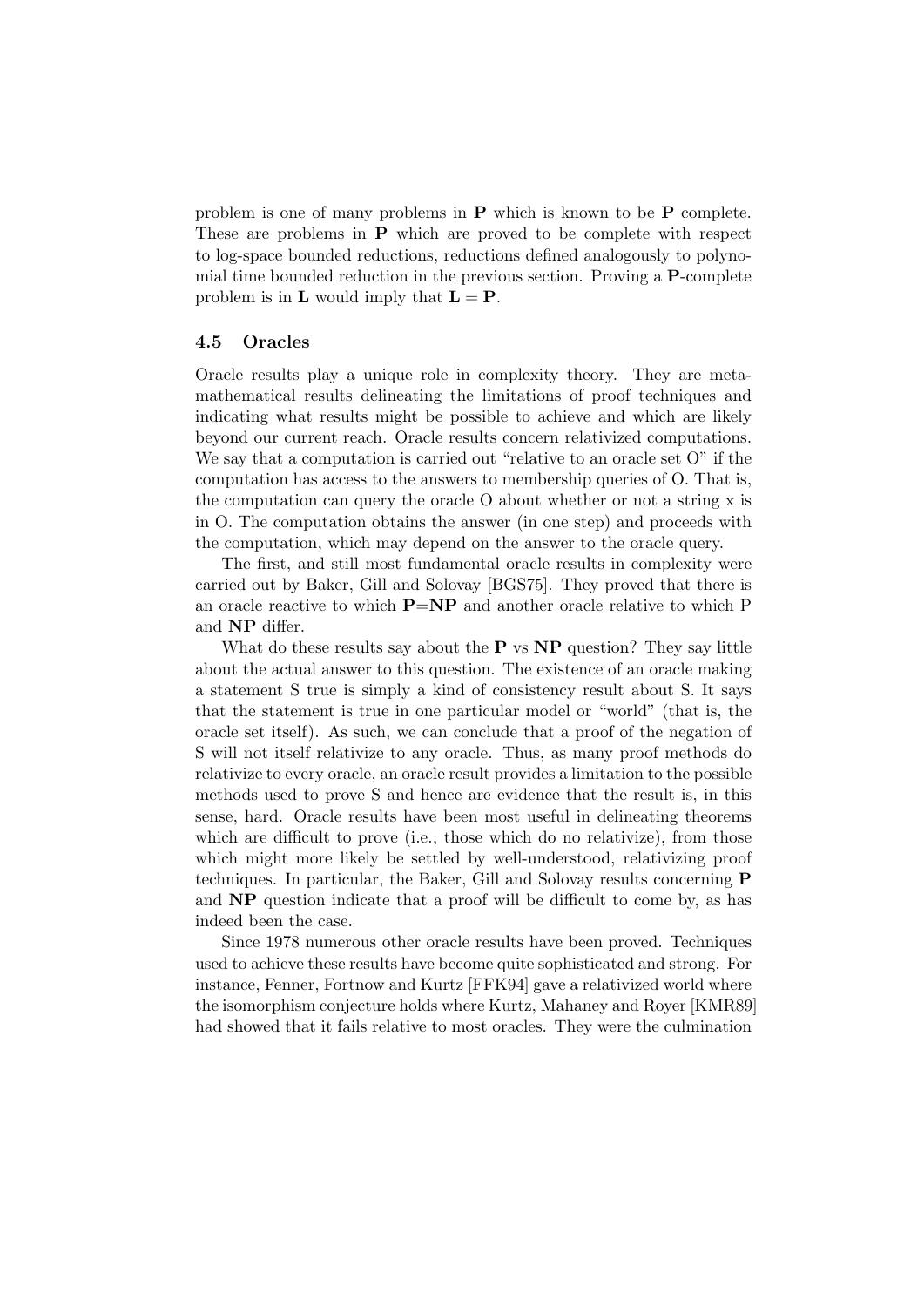problem is one of many problems in **P** which is known to be **P** complete. These are problems in **P** which are proved to be complete with respect to log-space bounded reductions, reductions defined analogously to polynomial time bounded reduction in the previous section. Proving a **P**-complete problem is in **L** would imply that **L** = **P**.

### 4.5 Oracles

Oracle results play a unique role in complexity theory. They are meta-mathematical results delineating the limitations of proof techniques and indicating what results might be possible to achieve and which are likely beyond our current reach. Oracle results concern relativized computations. We say that a computation is carried out "relative to an oracle set O" if the computation has access to the answers to membership queries of O. That is, the computation can query the oracle O about whether or not a string x is in O. The computation obtains the answer (in one step) and proceeds with the computation, which may depend on the answer to the oracle query.

The first, and still most fundamental oracle results in complexity were carried out by Baker, Gill and Solovay [BGS75]. They proved that there is an oracle reactive to which **P**=**NP** and another oracle relative to which P and **NP** differ.

What do these results say about the **P** vs **NP** question? They say little about the actual answer to this question. The existence of an oracle making a statement S true is simply a kind of consistency result about S. It says that the statement is true in one particular model or "world" (that is, the oracle set itself). As such, we can conclude that a proof of the negation of S will not itself relativize to any oracle. Thus, as many proof methods do relativize to every oracle, an oracle result provides a limitation to the possible methods used to prove S and hence are evidence that the result is, in this sense, hard. Oracle results have been most useful in delineating theorems which are difficult to prove (i.e., those which do no relativize), from those which might more likely be settled by well-understood, relativizing proof techniques. In particular, the Baker, Gill and Solovay results concerning **P** and **NP** question indicate that a proof will be difficult to come by, as has indeed been the case.

Since 1978 numerous other oracle results have been proved. Techniques used to achieve these results have become quite sophisticated and strong. For instance, Fenner, Fortnow and Kurtz [FFK94] gave a relativized world where the isomorphism conjecture holds where Kurtz, Mahaney and Royer [KMR89] had showed that it fails relative to most oracles. They were the culmination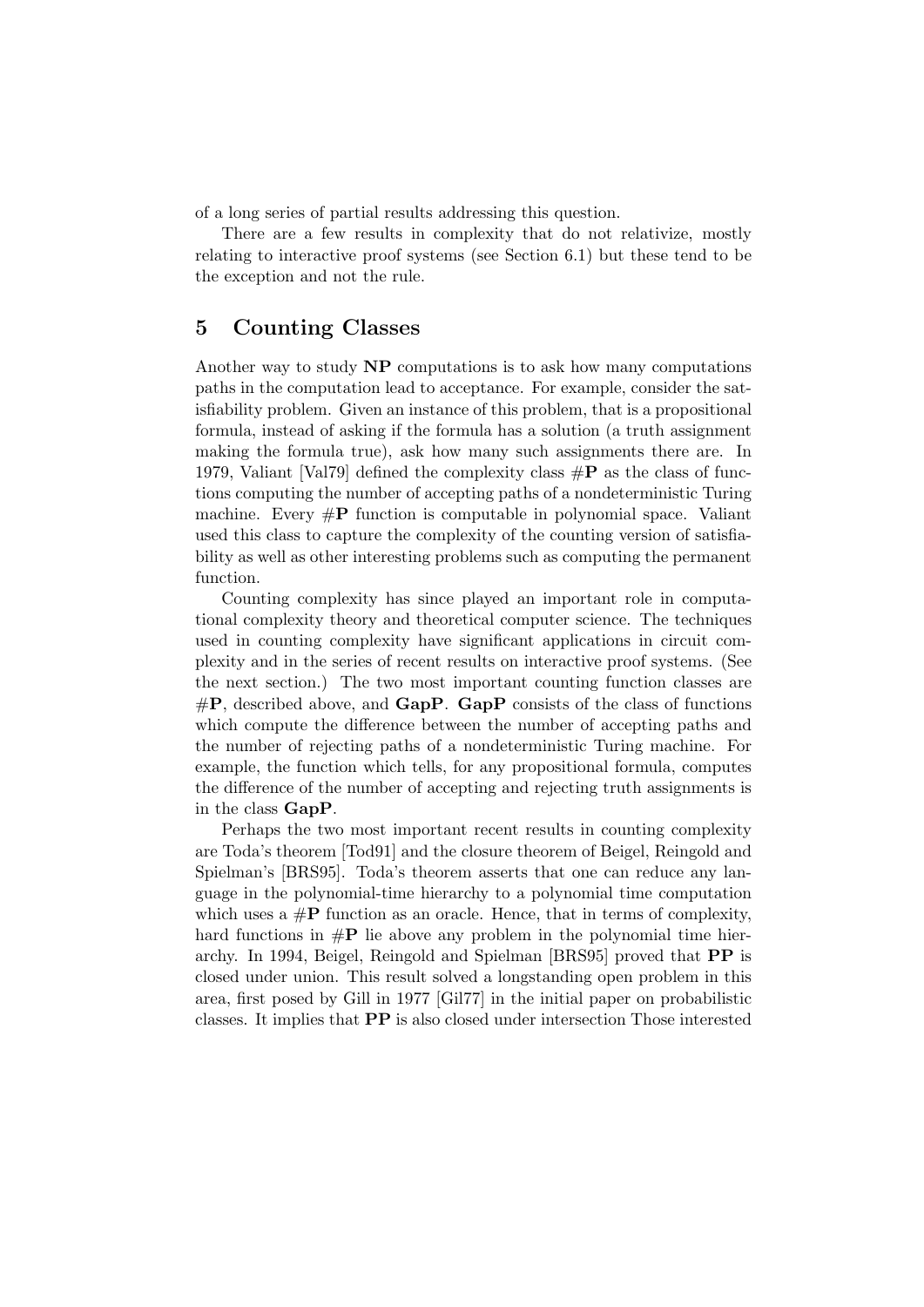of a long series of partial results addressing this question.

There are a few results in complexity that do not relativize, mostly relating to interactive proof systems (see Section 6.1) but these tend to be the exception and not the rule.

## 5 Counting Classes

Another way to study **NP** computations is to ask how many computations paths in the computation lead to acceptance. For example, consider the satisfiability problem. Given an instance of this problem, that is a propositional formula, instead of asking if the formula has a solution (a truth assignment making the formula true), ask how many such assignments there are. In 1979, Valiant [Val79] defined the complexity class **#P** as the class of functions computing the number of accepting paths of a nondeterministic Turing machine. Every **#P** function is computable in polynomial space. Valiant used this class to capture the complexity of the counting version of satisfiability as well as other interesting problems such as computing the permanent function.

Counting complexity has since played an important role in computational complexity theory and theoretical computer science. The techniques used in counting complexity have significant applications in circuit complexity and in the series of recent results on interactive proof systems. (See the next section.) The two most important counting function classes are **#P**, described above, and **GapP**. **GapP** consists of the class of functions which compute the difference between the number of accepting paths and the number of rejecting paths of a nondeterministic Turing machine. For example, the function which tells, for any propositional formula, computes the difference of the number of accepting and rejecting truth assignments is in the class **GapP**.

Perhaps the two most important recent results in counting complexity are Toda's theorem [Tod91] and the closure theorem of Beigel, Reingold and Spielman's [BRS95]. Toda's theorem asserts that one can reduce any language in the polynomial-time hierarchy to a polynomial time computation which uses a **#P** function as an oracle. Hence, that in terms of complexity, hard functions in **#P** lie above any problem in the polynomial time hierarchy. In 1994, Beigel, Reingold and Spielman [BRS95] proved that **PP** is closed under union. This result solved a longstanding open problem in this area, first posed by Gill in 1977 [Gil77] in the initial paper on probabilistic classes. It implies that **PP** is also closed under intersection Those interested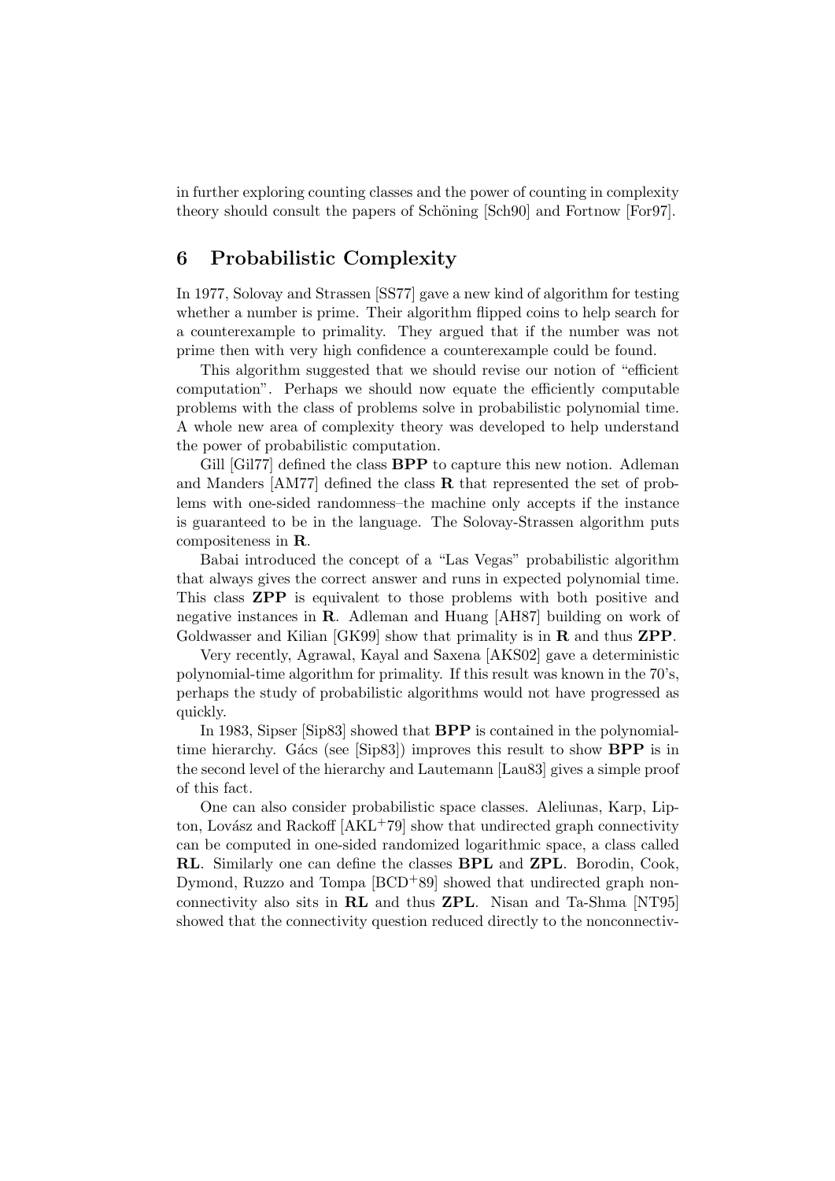in further exploring counting classes and the power of counting in complexity theory should consult the papers of Schöning [Sch90] and Fortnow [For97].

## 6 Probabilistic Complexity

In 1977, Solovay and Strassen [SS77] gave a new kind of algorithm for testing whether a number is prime. Their algorithm flipped coins to help search for a counterexample to primality. They argued that if the number was not prime then with very high confidence a counterexample could be found.

This algorithm suggested that we should revise our notion of "efficient computation". Perhaps we should now equate the efficiently computable problems with the class of problems solve in probabilistic polynomial time. A whole new area of complexity theory was developed to help understand the power of probabilistic computation.

Gill [Gil77] defined the class **BPP** to capture this new notion. Adleman and Manders [AM77] defined the class **R** that represented the set of problems with one-sided randomness–the machine only accepts if the instance is guaranteed to be in the language. The Solovay-Strassen algorithm puts compositeness in **R**.

Babai introduced the concept of a "Las Vegas" probabilistic algorithm that always gives the correct answer and runs in expected polynomial time. This class **ZPP** is equivalent to those problems with both positive and negative instances in **R**. Adleman and Huang [AH87] building on work of Goldwasser and Kilian [GK99] show that primality is in **R** and thus **ZPP**.

Very recently, Agrawal, Kayal and Saxena [AKS02] gave a deterministic polynomial-time algorithm for primality. If this result was known in the 70's, perhaps the study of probabilistic algorithms would not have progressed as quickly.

In 1983, Sipser [Sip83] showed that **BPP** is contained in the polynomial-time hierarchy. Gács (see [Sip83]) improves this result to show **BPP** is in the second level of the hierarchy and Lautemann [Lau83] gives a simple proof of this fact.

One can also consider probabilistic space classes. Aleliunas, Karp, Lipton, Lovász and Rackoff [AKL[+]79] show that undirected graph connectivity can be computed in one-sided randomized logarithmic space, a class called **RL**. Similarly one can define the classes **BPL** and **ZPL**. Borodin, Cook, Dymond, Ruzzo and Tompa [BCD[+]89] showed that undirected graph nonconnectivity also sits in **RL** and thus **ZPL**. Nisan and Ta-Shma [NT95] showed that the connectivity question reduced directly to the nonconnectiv-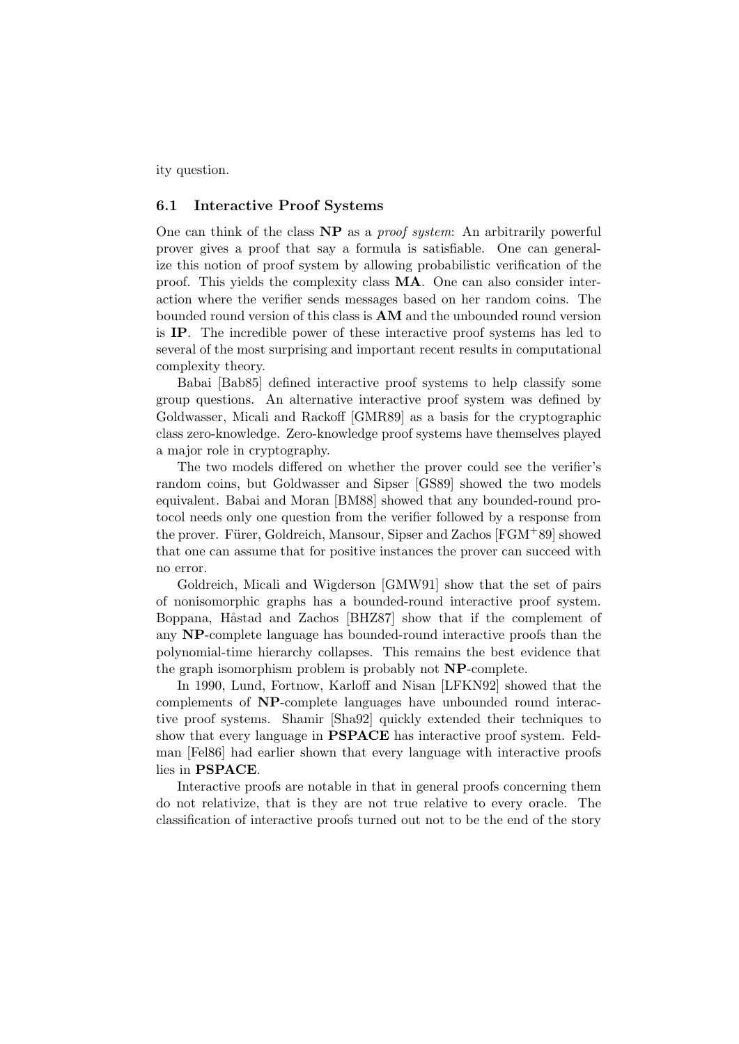ity question.

### 6.1 Interactive Proof Systems

One can think of the class **NP** as a *proof system*: An arbitrarily powerful prover gives a proof that say a formula is satisfiable. One can generalize this notion of proof system by allowing probabilistic verification of the proof. This yields the complexity class **MA**. One can also consider interaction where the verifier sends messages based on her random coins. The bounded round version of this class is **AM** and the unbounded round version is **IP**. The incredible power of these interactive proof systems has led to several of the most surprising and important recent results in computational complexity theory.

Babai [Bab85] defined interactive proof systems to help classify some group questions. An alternative interactive proof system was defined by Goldwasser, Micali and Rackoff [GMR89] as a basis for the cryptographic class zero-knowledge. Zero-knowledge proof systems have themselves played a major role in cryptography.

The two models differed on whether the prover could see the verifier's random coins, but Goldwasser and Sipser [GS89] showed the two models equivalent. Babai and Moran [BM88] showed that any bounded-round protocol needs only one question from the verifier followed by a response from the prover. Fürer, Goldreich, Mansour, Sipser and Zachos [FGM+89] showed that one can assume that for positive instances the prover can succeed with no error.

Goldreich, Micali and Wigderson [GMW91] show that the set of pairs of nonisomorphic graphs has a bounded-round interactive proof system. Boppana, Håstad and Zachos [BHZ87] show that if the complement of any **NP**-complete language has bounded-round interactive proofs than the polynomial-time hierarchy collapses. This remains the best evidence that the graph isomorphism problem is probably not **NP**-complete.

In 1990, Lund, Fortnow, Karloff and Nisan [LFKN92] showed that the complements of **NP**-complete languages have unbounded round interactive proof systems. Shamir [Sha92] quickly extended their techniques to show that every language in **PSPACE** has interactive proof system. Feldman [Fel86] had earlier shown that every language with interactive proofs lies in **PSPACE**.

Interactive proofs are notable in that in general proofs concerning them do not relativize, that is they are not true relative to every oracle. The classification of interactive proofs turned out not to be the end of the story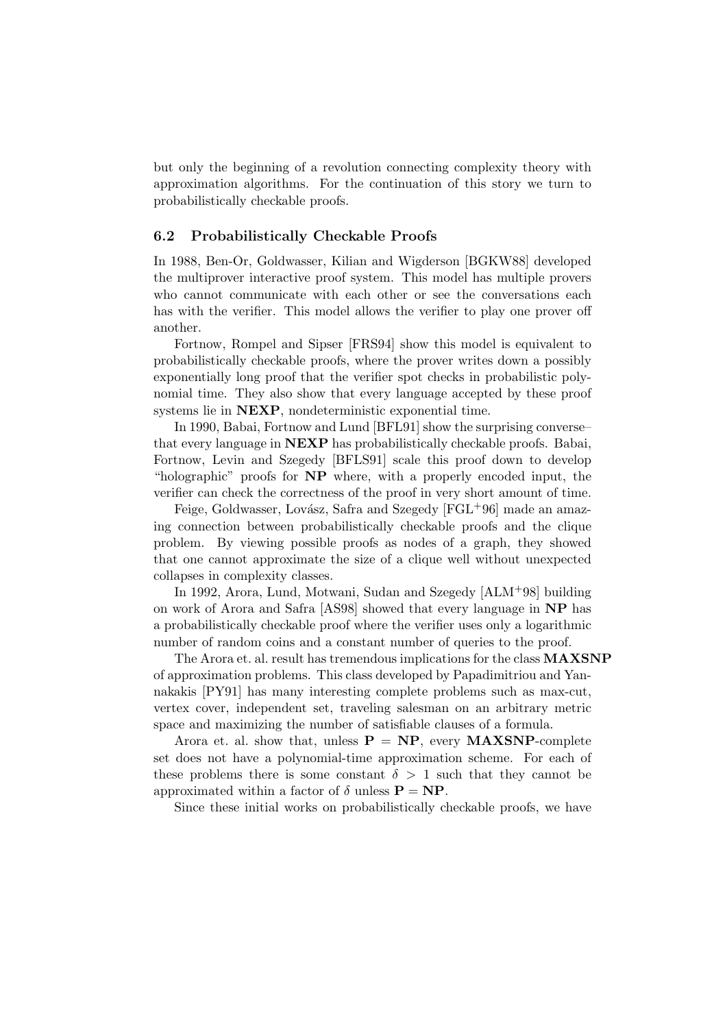but only the beginning of a revolution connecting complexity theory with approximation algorithms. For the continuation of this story we turn to probabilistically checkable proofs.

### 6.2 Probabilistically Checkable Proofs

In 1988, Ben-Or, Goldwasser, Kilian and Wigderson [BGKW88] developed the multiprover interactive proof system. This model has multiple provers who cannot communicate with each other or see the conversations each has with the verifier. This model allows the verifier to play one prover off another.

Fortnow, Rompel and Sipser [FRS94] show this model is equivalent to probabilistically checkable proofs, where the prover writes down a possibly exponentially long proof that the verifier spot checks in probabilistic polynomial time. They also show that every language accepted by these proof systems lie in **NEXP**, nondeterministic exponential time.

In 1990, Babai, Fortnow and Lund [BFL91] show the surprising converse– that every language in **NEXP** has probabilistically checkable proofs. Babai, Fortnow, Levin and Szegedy [BFLS91] scale this proof down to develop "holographic" proofs for **NP** where, with a properly encoded input, the verifier can check the correctness of the proof in very short amount of time.

Feige, Goldwasser, Lovász, Safra and Szegedy [FGL+96] made an amazing connection between probabilistically checkable proofs and the clique problem. By viewing possible proofs as nodes of a graph, they showed that one cannot approximate the size of a clique well without unexpected collapses in complexity classes.

In 1992, Arora, Lund, Motwani, Sudan and Szegedy [ALM+98] building on work of Arora and Safra [AS98] showed that every language in **NP** has a probabilistically checkable proof where the verifier uses only a logarithmic number of random coins and a constant number of queries to the proof.

The Arora et. al. result has tremendous implications for the class **MAXSNP** of approximation problems. This class developed by Papadimitriou and Yannakakis [PY91] has many interesting complete problems such as max-cut, vertex cover, independent set, traveling salesman on an arbitrary metric space and maximizing the number of satisfiable clauses of a formula.

Arora et. al. show that, unless $\mathbf{P} = \mathbf{NP}$, every **MAXSNP**-complete set does not have a polynomial-time approximation scheme. For each of these problems there is some constant $\delta > 1$ such that they cannot be approximated within a factor of $\delta$ unless $\mathbf{P} = \mathbf{NP}$.

Since these initial works on probabilistically checkable proofs, we have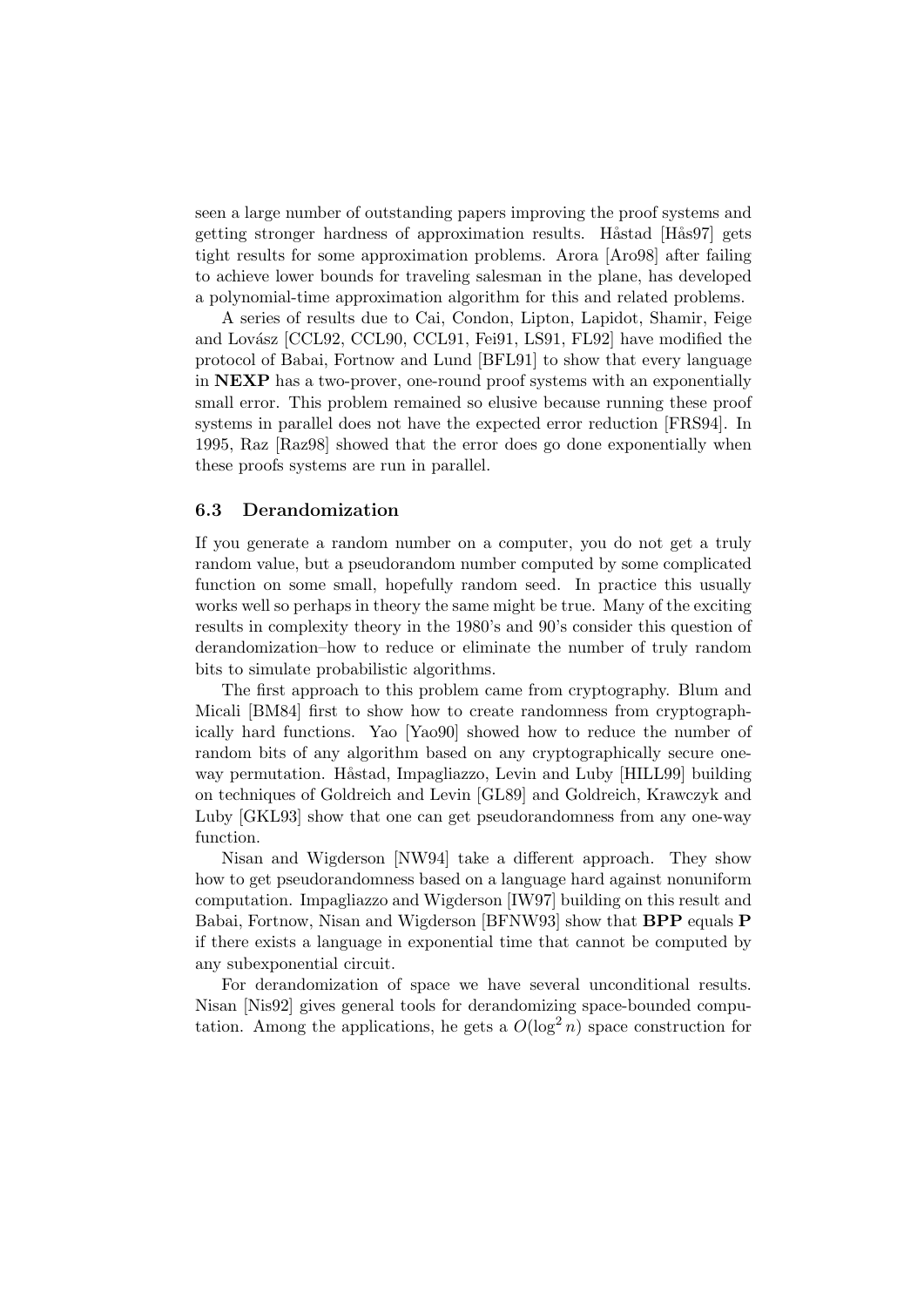seen a large number of outstanding papers improving the proof systems and getting stronger hardness of approximation results. Håstad [Hås97] gets tight results for some approximation problems. Arora [Aro98] after failing to achieve lower bounds for traveling salesman in the plane, has developed a polynomial-time approximation algorithm for this and related problems.

A series of results due to Cai, Condon, Lipton, Lapidot, Shamir, Feige and Lovász [CCL92, CCL90, CCL91, Fei91, LS91, FL92] have modified the protocol of Babai, Fortnow and Lund [BFL91] to show that every language in **NEXP** has a two-prover, one-round proof systems with an exponentially small error. This problem remained so elusive because running these proof systems in parallel does not have the expected error reduction [FRS94]. In 1995, Raz [Raz98] showed that the error does go done exponentially when these proofs systems are run in parallel.

### 6.3 Derandomization

If you generate a random number on a computer, you do not get a truly random value, but a pseudorandom number computed by some complicated function on some small, hopefully random seed. In practice this usually works well so perhaps in theory the same might be true. Many of the exciting results in complexity theory in the 1980's and 90's consider this question of derandomization–how to reduce or eliminate the number of truly random bits to simulate probabilistic algorithms.

The first approach to this problem came from cryptography. Blum and Micali [BM84] first to show how to create randomness from cryptographically hard functions. Yao [Yao90] showed how to reduce the number of random bits of any algorithm based on any cryptographically secure one-way permutation. Håstad, Impagliazzo, Levin and Luby [HILL99] building on techniques of Goldreich and Levin [GL89] and Goldreich, Krawczyk and Luby [GKL93] show that one can get pseudorandomness from any one-way function.

Nisan and Wigderson [NW94] take a different approach. They show how to get pseudorandomness based on a language hard against nonuniform computation. Impagliazzo and Wigderson [IW97] building on this result and Babai, Fortnow, Nisan and Wigderson [BFNW93] show that **BPP** equals **P** if there exists a language in exponential time that cannot be computed by any subexponential circuit.

For derandomization of space we have several unconditional results. Nisan [Nis92] gives general tools for derandomizing space-bounded computation. Among the applications, he gets a $O(\log^2 n)$ space construction for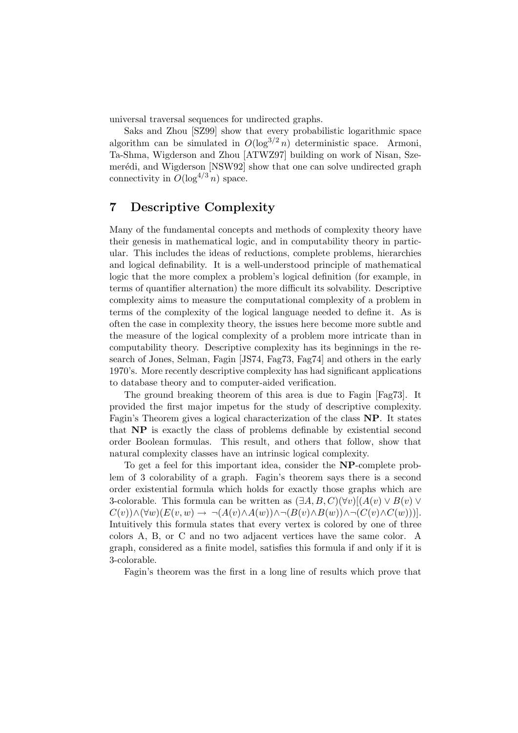universal traversal sequences for undirected graphs.

Saks and Zhou [SZ99] show that every probabilistic logarithmic space algorithm can be simulated in $O(\log^{3/2} n)$ deterministic space. Armoni, Ta-Shma, Wigderson and Zhou [ATWZ97] building on work of Nisan, Szemerédi, and Wigderson [NSW92] show that one can solve undirected graph connectivity in $O(\log^{4/3} n)$ space.

## 7 Descriptive Complexity

Many of the fundamental concepts and methods of complexity theory have their genesis in mathematical logic, and in computability theory in particular. This includes the ideas of reductions, complete problems, hierarchies and logical definability. It is a well-understood principle of mathematical logic that the more complex a problem's logical definition (for example, in terms of quantifier alternation) the more difficult its solvability. Descriptive complexity aims to measure the computational complexity of a problem in terms of the complexity of the logical language needed to define it. As is often the case in complexity theory, the issues here become more subtle and the measure of the logical complexity of a problem more intricate than in computability theory. Descriptive complexity has its beginnings in the research of Jones, Selman, Fagin [JS74, Fag73, Fag74] and others in the early 1970's. More recently descriptive complexity has had significant applications to database theory and to computer-aided verification.

The ground breaking theorem of this area is due to Fagin [Fag73]. It provided the first major impetus for the study of descriptive complexity. Fagin's Theorem gives a logical characterization of the class **NP**. It states that **NP** is exactly the class of problems definable by existential second order Boolean formulas. This result, and others that follow, show that natural complexity classes have an intrinsic logical complexity.

To get a feel for this important idea, consider the **NP**-complete problem of 3 colorability of a graph. Fagin's theorem says there is a second order existential formula which holds for exactly those graphs which are 3-colorable. This formula can be written as $(\exists A, B, C)(\forall v)[(A(v) \vee B(v) \vee C(v)) \wedge (\forall w)(E(v, w) \rightarrow \neg(A(v) \wedge A(w)) \wedge \neg(B(v) \wedge B(w)) \wedge \neg(C(v) \wedge C(w)))]$. Intuitively this formula states that every vertex is colored by one of three colors A, B, or C and no two adjacent vertices have the same color. A graph, considered as a finite model, satisfies this formula if and only if it is 3-colorable.

Fagin's theorem was the first in a long line of results which prove that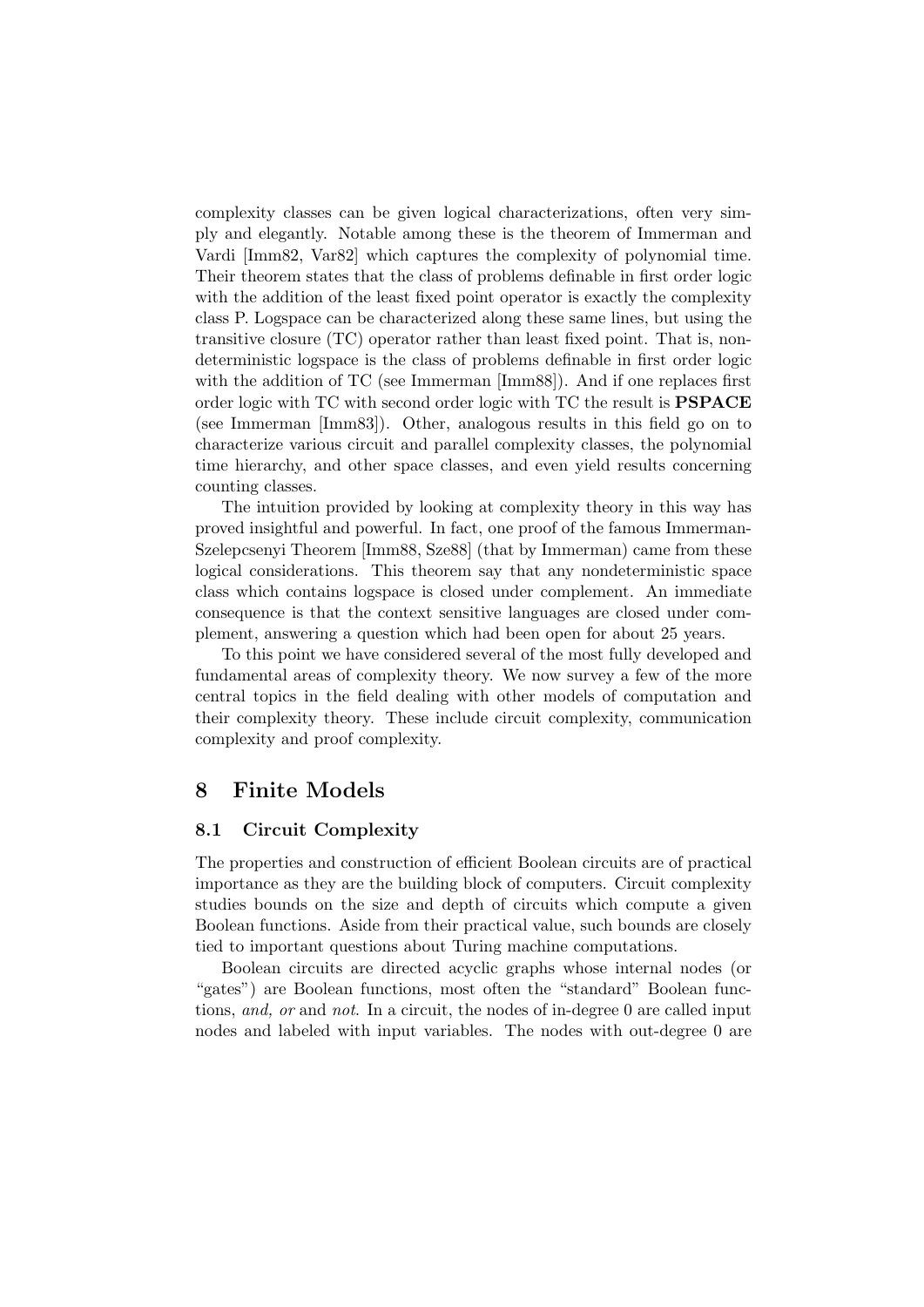complexity classes can be given logical characterizations, often very simply and elegantly. Notable among these is the theorem of Immerman and Vardi [Imm82, Var82] which captures the complexity of polynomial time. Their theorem states that the class of problems definable in first order logic with the addition of the least fixed point operator is exactly the complexity class P. Logspace can be characterized along these same lines, but using the transitive closure (TC) operator rather than least fixed point. That is, nondeterministic logspace is the class of problems definable in first order logic with the addition of TC (see Immerman [Imm88]). And if one replaces first order logic with TC with second order logic with TC the result is **PSPACE** (see Immerman [Imm83]). Other, analogous results in this field go on to characterize various circuit and parallel complexity classes, the polynomial time hierarchy, and other space classes, and even yield results concerning counting classes.

The intuition provided by looking at complexity theory in this way has proved insightful and powerful. In fact, one proof of the famous Immerman-Szelepcsenyi Theorem [Imm88, Sze88] (that by Immerman) came from these logical considerations. This theorem say that any nondeterministic space class which contains logspace is closed under complement. An immediate consequence is that the context sensitive languages are closed under complement, answering a question which had been open for about 25 years.

To this point we have considered several of the most fully developed and fundamental areas of complexity theory. We now survey a few of the more central topics in the field dealing with other models of computation and their complexity theory. These include circuit complexity, communication complexity and proof complexity.

# 8 Finite Models

## 8.1 Circuit Complexity

The properties and construction of efficient Boolean circuits are of practical importance as they are the building block of computers. Circuit complexity studies bounds on the size and depth of circuits which compute a given Boolean functions. Aside from their practical value, such bounds are closely tied to important questions about Turing machine computations.

Boolean circuits are directed acyclic graphs whose internal nodes (or "gates") are Boolean functions, most often the "standard" Boolean functions, *and, or* and *not*. In a circuit, the nodes of in-degree 0 are called input nodes and labeled with input variables. The nodes with out-degree 0 are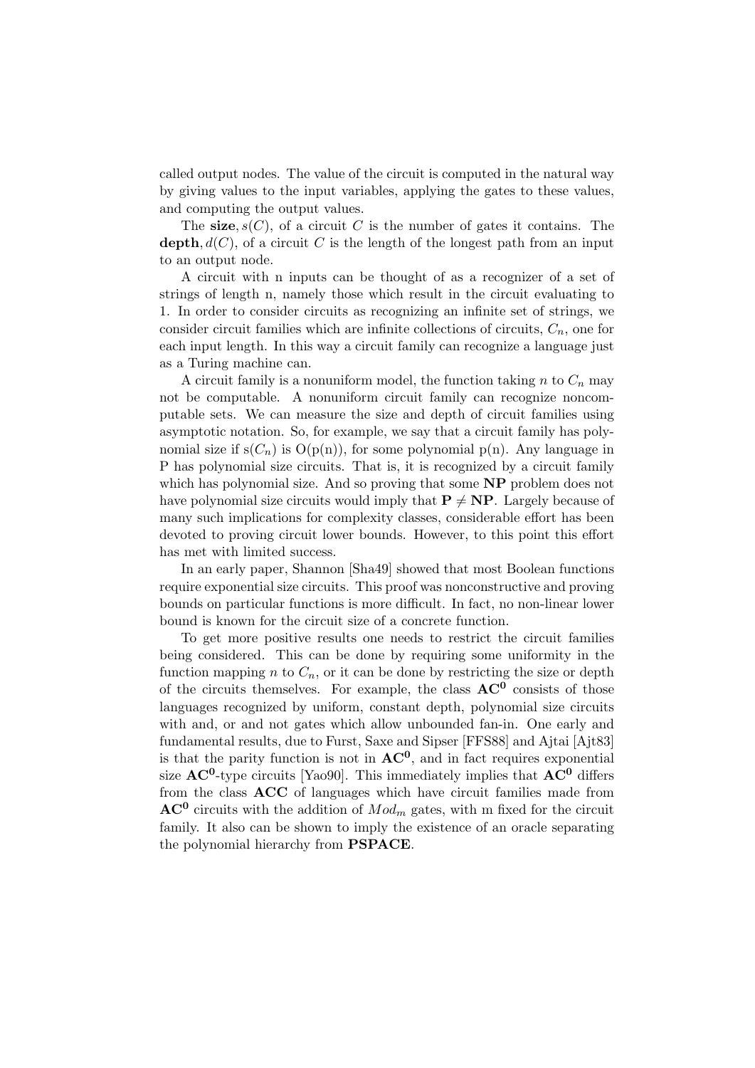called output nodes. The value of the circuit is computed in the natural way by giving values to the input variables, applying the gates to these values, and computing the output values.

The **size**, $s(C)$, of a circuit $C$ is the number of gates it contains. The **depth**, $d(C)$, of a circuit $C$ is the length of the longest path from an input to an output node.

A circuit with n inputs can be thought of as a recognizer of a set of strings of length n, namely those which result in the circuit evaluating to 1. In order to consider circuits as recognizing an infinite set of strings, we consider circuit families which are infinite collections of circuits, $C_n$, one for each input length. In this way a circuit family can recognize a language just as a Turing machine can.

A circuit family is a nonuniform model, the function taking $n$ to $C_n$ may not be computable. A nonuniform circuit family can recognize noncomputable sets. We can measure the size and depth of circuit families using asymptotic notation. So, for example, we say that a circuit family has polynomial size if $s(C_n)$ is $O(p(n))$, for some polynomial $p(n)$. Any language in P has polynomial size circuits. That is, it is recognized by a circuit family which has polynomial size. And so proving that some **NP** problem does not have polynomial size circuits would imply that $\mathbf{P} \neq \mathbf{NP}$. Largely because of many such implications for complexity classes, considerable effort has been devoted to proving circuit lower bounds. However, to this point this effort has met with limited success.

In an early paper, Shannon [Sha49] showed that most Boolean functions require exponential size circuits. This proof was nonconstructive and proving bounds on particular functions is more difficult. In fact, no non-linear lower bound is known for the circuit size of a concrete function.

To get more positive results one needs to restrict the circuit families being considered. This can be done by requiring some uniformity in the function mapping $n$ to $C_n$, or it can be done by restricting the size or depth of the circuits themselves. For example, the class $\mathbf{AC^0}$ consists of those languages recognized by uniform, constant depth, polynomial size circuits with and, or and not gates which allow unbounded fan-in. One early and fundamental results, due to Furst, Saxe and Sipser [FFS88] and Ajtai [Ajt83] is that the parity function is not in $\mathbf{AC^0}$, and in fact requires exponential size $\mathbf{AC^0}$-type circuits [Yao90]. This immediately implies that $\mathbf{AC^0}$ differs from the class **ACC** of languages which have circuit families made from $\mathbf{AC^0}$ circuits with the addition of $Mod_m$ gates, with m fixed for the circuit family. It also can be shown to imply the existence of an oracle separating the polynomial hierarchy from **PSPACE**.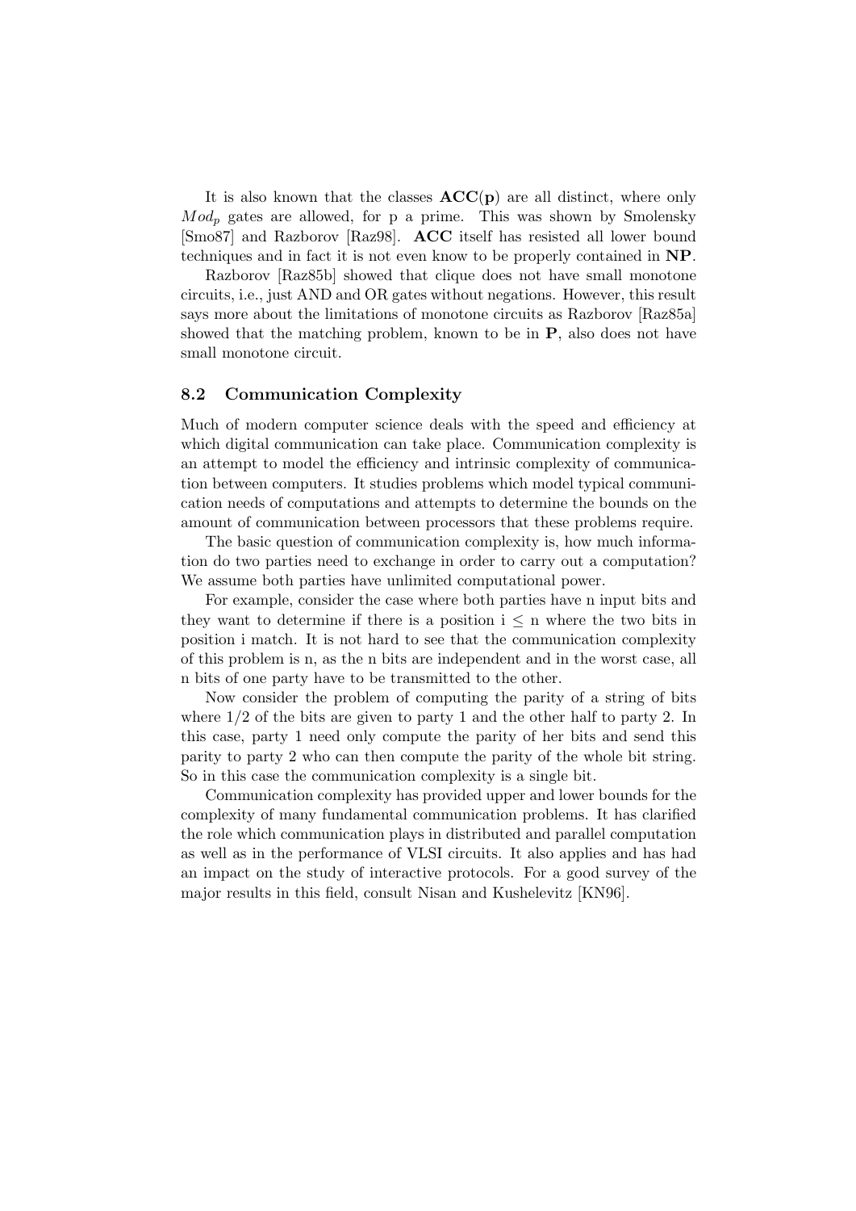It is also known that the classes **ACC(p)** are all distinct, where only $Mod_p$ gates are allowed, for p a prime. This was shown by Smolensky [Smo87] and Razborov [Raz98]. **ACC** itself has resisted all lower bound techniques and in fact it is not even know to be properly contained in **NP**.

Razborov [Raz85b] showed that clique does not have small monotone circuits, i.e., just AND and OR gates without negations. However, this result says more about the limitations of monotone circuits as Razborov [Raz85a] showed that the matching problem, known to be in **P**, also does not have small monotone circuit.

### 8.2 Communication Complexity

Much of modern computer science deals with the speed and efficiency at which digital communication can take place. Communication complexity is an attempt to model the efficiency and intrinsic complexity of communication between computers. It studies problems which model typical communication needs of computations and attempts to determine the bounds on the amount of communication between processors that these problems require.

The basic question of communication complexity is, how much information do two parties need to exchange in order to carry out a computation? We assume both parties have unlimited computational power.

For example, consider the case where both parties have n input bits and they want to determine if there is a position $i \leq n$ where the two bits in position i match. It is not hard to see that the communication complexity of this problem is n, as the n bits are independent and in the worst case, all n bits of one party have to be transmitted to the other.

Now consider the problem of computing the parity of a string of bits where $1/2$ of the bits are given to party 1 and the other half to party 2. In this case, party 1 need only compute the parity of her bits and send this parity to party 2 who can then compute the parity of the whole bit string. So in this case the communication complexity is a single bit.

Communication complexity has provided upper and lower bounds for the complexity of many fundamental communication problems. It has clarified the role which communication plays in distributed and parallel computation as well as in the performance of VLSI circuits. It also applies and has had an impact on the study of interactive protocols. For a good survey of the major results in this field, consult Nisan and Kushelevitz [KN96].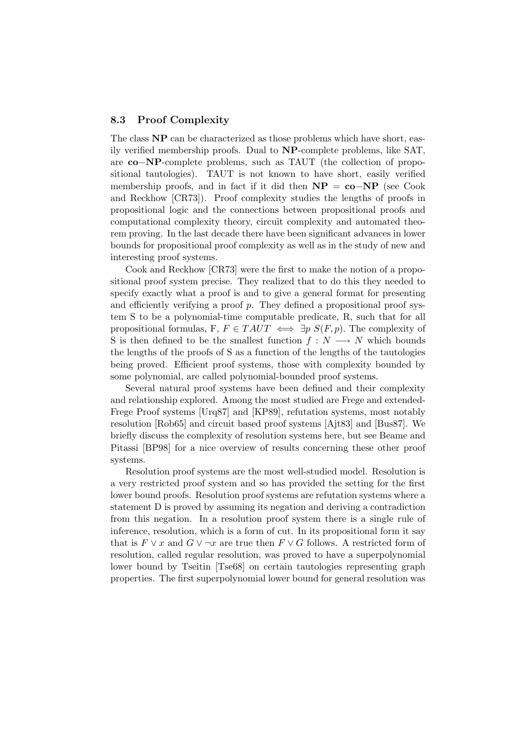### 8.3 Proof Complexity

The class **NP** can be characterized as those problems which have short, easily verified membership proofs. Dual to **NP**-complete problems, like SAT, are **co−NP**-complete problems, such as TAUT (the collection of propositional tautologies). TAUT is not known to have short, easily verified membership proofs, and in fact if it did then **NP** = **co−NP** (see Cook and Reckhow [CR73]). Proof complexity studies the lengths of proofs in propositional logic and the connections between propositional proofs and computational complexity theory, circuit complexity and automated theorem proving. In the last decade there have been significant advances in lower bounds for propositional proof complexity as well as in the study of new and interesting proof systems.

Cook and Reckhow [CR73] were the first to make the notion of a propositional proof system precise. They realized that to do this they needed to specify exactly what a proof is and to give a general format for presenting and efficiently verifying a proof $p$. They defined a propositional proof system S to be a polynomial-time computable predicate, R, such that for all propositional formulas, F, $F \in TAUT \iff \exists p\ S(F,p)$. The complexity of S is then defined to be the smallest function $f : N \longrightarrow N$ which bounds the lengths of the proofs of S as a function of the lengths of the tautologies being proved. Efficient proof systems, those with complexity bounded by some polynomial, are called polynomial-bounded proof systems.

Several natural proof systems have been defined and their complexity and relationship explored. Among the most studied are Frege and extended-Frege Proof systems [Urq87] and [KP89], refutation systems, most notably resolution [Rob65] and circuit based proof systems [Ajt83] and [Bus87]. We briefly discuss the complexity of resolution systems here, but see Beame and Pitassi [BP98] for a nice overview of results concerning these other proof systems.

Resolution proof systems are the most well-studied model. Resolution is a very restricted proof system and so has provided the setting for the first lower bound proofs. Resolution proof systems are refutation systems where a statement D is proved by assuming its negation and deriving a contradiction from this negation. In a resolution proof system there is a single rule of inference, resolution, which is a form of cut. In its propositional form it say that is $F \vee x$ and $G \vee \neg x$ are true then $F \vee G$ follows. A restricted form of resolution, called regular resolution, was proved to have a superpolynomial lower bound by Tseitin [Tse68] on certain tautologies representing graph properties. The first superpolynomial lower bound for general resolution was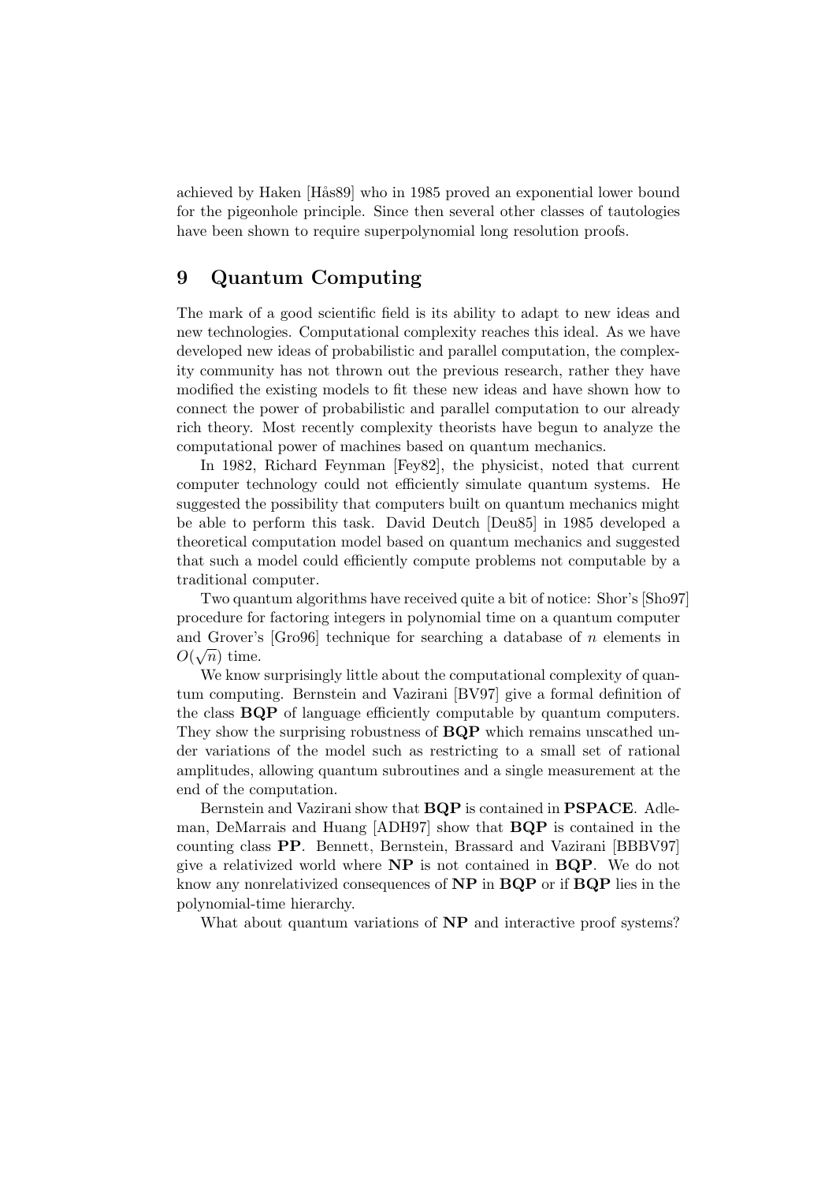achieved by Haken [Hås89] who in 1985 proved an exponential lower bound for the pigeonhole principle. Since then several other classes of tautologies have been shown to require superpolynomial long resolution proofs.

## 9 Quantum Computing

The mark of a good scientific field is its ability to adapt to new ideas and new technologies. Computational complexity reaches this ideal. As we have developed new ideas of probabilistic and parallel computation, the complexity community has not thrown out the previous research, rather they have modified the existing models to fit these new ideas and have shown how to connect the power of probabilistic and parallel computation to our already rich theory. Most recently complexity theorists have begun to analyze the computational power of machines based on quantum mechanics.

In 1982, Richard Feynman [Fey82], the physicist, noted that current computer technology could not efficiently simulate quantum systems. He suggested the possibility that computers built on quantum mechanics might be able to perform this task. David Deutch [Deu85] in 1985 developed a theoretical computation model based on quantum mechanics and suggested that such a model could efficiently compute problems not computable by a traditional computer.

Two quantum algorithms have received quite a bit of notice: Shor's [Sho97] procedure for factoring integers in polynomial time on a quantum computer and Grover's [Gro96] technique for searching a database of $n$ elements in $O(\sqrt{n})$ time.

We know surprisingly little about the computational complexity of quantum computing. Bernstein and Vazirani [BV97] give a formal definition of the class **BQP** of language efficiently computable by quantum computers. They show the surprising robustness of **BQP** which remains unscathed under variations of the model such as restricting to a small set of rational amplitudes, allowing quantum subroutines and a single measurement at the end of the computation.

Bernstein and Vazirani show that **BQP** is contained in **PSPACE**. Adleman, DeMarrais and Huang [ADH97] show that **BQP** is contained in the counting class **PP**. Bennett, Bernstein, Brassard and Vazirani [BBBV97] give a relativized world where **NP** is not contained in **BQP**. We do not know any nonrelativized consequences of **NP** in **BQP** or if **BQP** lies in the polynomial-time hierarchy.

What about quantum variations of **NP** and interactive proof systems?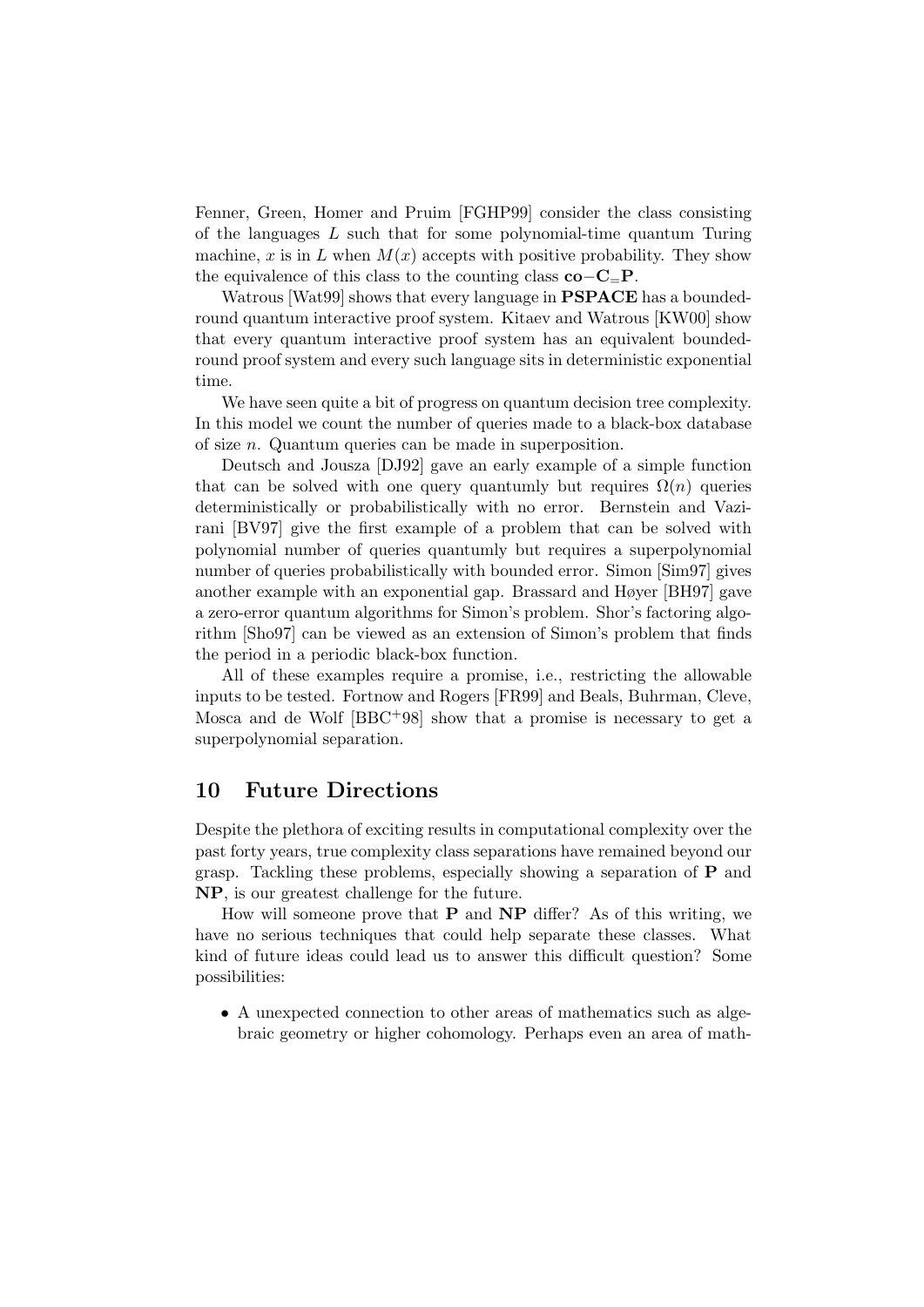Fenner, Green, Homer and Pruim [FGHP99] consider the class consisting of the languages $L$ such that for some polynomial-time quantum Turing machine, $x$ is in $L$ when $M(x)$ accepts with positive probability. They show the equivalence of this class to the counting class $\mathbf{co{-}C_{=}P}$.

Watrous [Wat99] shows that every language in **PSPACE** has a bounded-round quantum interactive proof system. Kitaev and Watrous [KW00] show that every quantum interactive proof system has an equivalent bounded-round proof system and every such language sits in deterministic exponential time.

We have seen quite a bit of progress on quantum decision tree complexity. In this model we count the number of queries made to a black-box database of size $n$. Quantum queries can be made in superposition.

Deutsch and Jousza [DJ92] gave an early example of a simple function that can be solved with one query quantumly but requires $\Omega(n)$ queries deterministically or probabilistically with no error. Bernstein and Vazirani [BV97] give the first example of a problem that can be solved with polynomial number of queries quantumly but requires a superpolynomial number of queries probabilistically with bounded error. Simon [Sim97] gives another example with an exponential gap. Brassard and Høyer [BH97] gave a zero-error quantum algorithms for Simon's problem. Shor's factoring algorithm [Sho97] can be viewed as an extension of Simon's problem that finds the period in a periodic black-box function.

All of these examples require a promise, i.e., restricting the allowable inputs to be tested. Fortnow and Rogers [FR99] and Beals, Buhrman, Cleve, Mosca and de Wolf [BBC+98] show that a promise is necessary to get a superpolynomial separation.

## 10 Future Directions

Despite the plethora of exciting results in computational complexity over the past forty years, true complexity class separations have remained beyond our grasp. Tackling these problems, especially showing a separation of **P** and **NP**, is our greatest challenge for the future.

How will someone prove that **P** and **NP** differ? As of this writing, we have no serious techniques that could help separate these classes. What kind of future ideas could lead us to answer this difficult question? Some possibilities:

- A unexpected connection to other areas of mathematics such as algebraic geometry or higher cohomology. Perhaps even an area of math-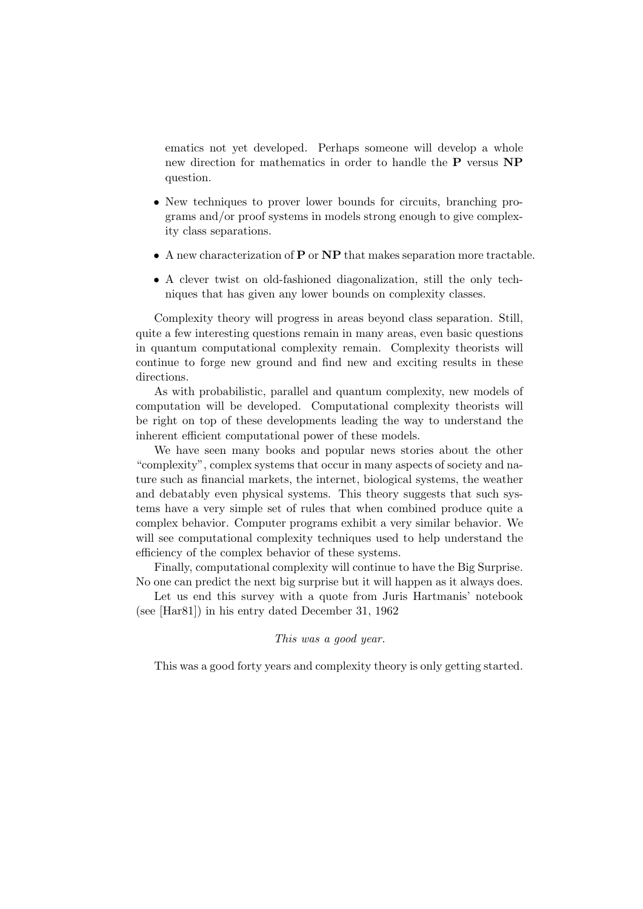ematics not yet developed. Perhaps someone will develop a whole new direction for mathematics in order to handle the **P** versus **NP** question.

- New techniques to prover lower bounds for circuits, branching programs and/or proof systems in models strong enough to give complexity class separations.
- A new characterization of **P** or **NP** that makes separation more tractable.
- A clever twist on old-fashioned diagonalization, still the only techniques that has given any lower bounds on complexity classes.

Complexity theory will progress in areas beyond class separation. Still, quite a few interesting questions remain in many areas, even basic questions in quantum computational complexity remain. Complexity theorists will continue to forge new ground and find new and exciting results in these directions.

As with probabilistic, parallel and quantum complexity, new models of computation will be developed. Computational complexity theorists will be right on top of these developments leading the way to understand the inherent efficient computational power of these models.

We have seen many books and popular news stories about the other "complexity", complex systems that occur in many aspects of society and nature such as financial markets, the internet, biological systems, the weather and debatably even physical systems. This theory suggests that such systems have a very simple set of rules that when combined produce quite a complex behavior. Computer programs exhibit a very similar behavior. We will see computational complexity techniques used to help understand the efficiency of the complex behavior of these systems.

Finally, computational complexity will continue to have the Big Surprise. No one can predict the next big surprise but it will happen as it always does.

Let us end this survey with a quote from Juris Hartmanis' notebook (see [Har81]) in his entry dated December 31, 1962

*This was a good year.*

This was a good forty years and complexity theory is only getting started.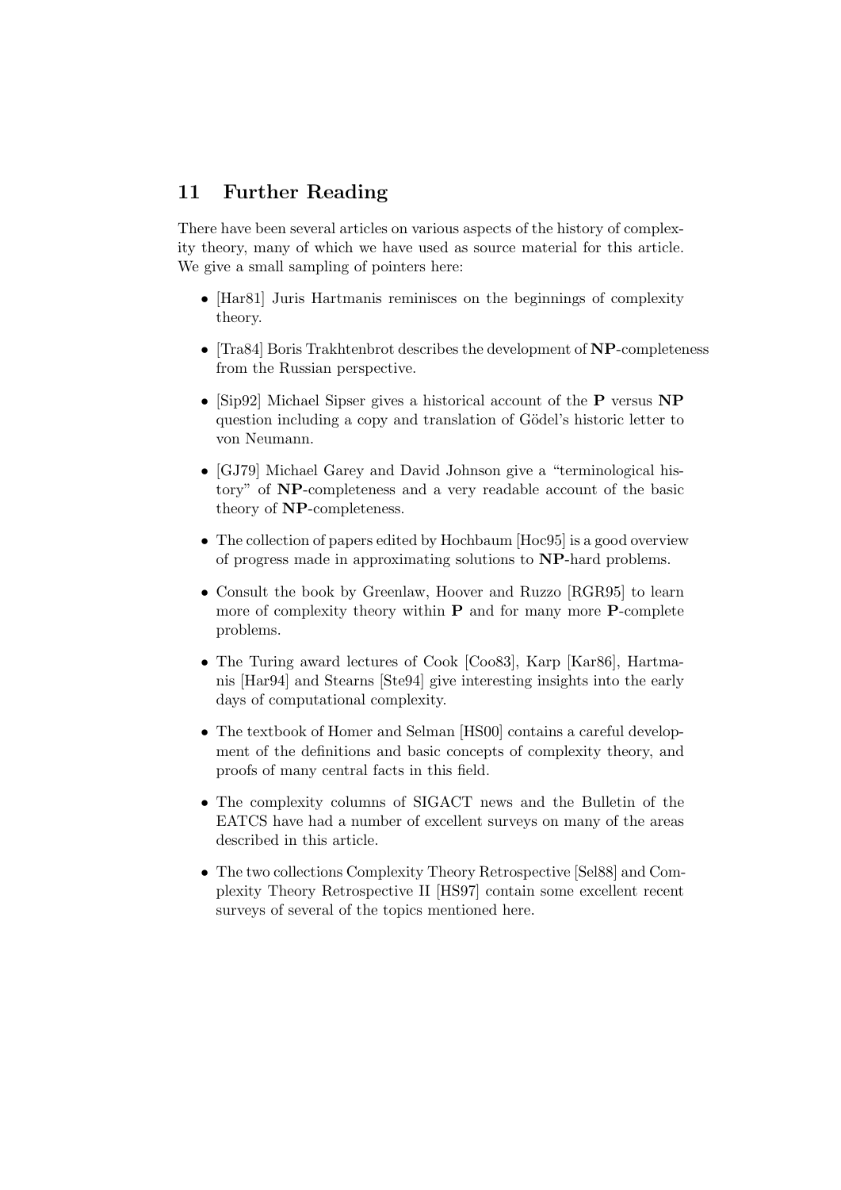## 11 Further Reading

There have been several articles on various aspects of the history of complexity theory, many of which we have used as source material for this article. We give a small sampling of pointers here:

- [Har81] Juris Hartmanis reminisces on the beginnings of complexity theory.
- [Tra84] Boris Trakhtenbrot describes the development of **NP**-completeness from the Russian perspective.
- [Sip92] Michael Sipser gives a historical account of the **P** versus **NP** question including a copy and translation of Gödel's historic letter to von Neumann.
- [GJ79] Michael Garey and David Johnson give a "terminological history" of **NP**-completeness and a very readable account of the basic theory of **NP**-completeness.
- The collection of papers edited by Hochbaum [Hoc95] is a good overview of progress made in approximating solutions to **NP**-hard problems.
- Consult the book by Greenlaw, Hoover and Ruzzo [RGR95] to learn more of complexity theory within **P** and for many more **P**-complete problems.
- The Turing award lectures of Cook [Coo83], Karp [Kar86], Hartmanis [Har94] and Stearns [Ste94] give interesting insights into the early days of computational complexity.
- The textbook of Homer and Selman [HS00] contains a careful development of the definitions and basic concepts of complexity theory, and proofs of many central facts in this field.
- The complexity columns of SIGACT news and the Bulletin of the EATCS have had a number of excellent surveys on many of the areas described in this article.
- The two collections Complexity Theory Retrospective [Sel88] and Complexity Theory Retrospective II [HS97] contain some excellent recent surveys of several of the topics mentioned here.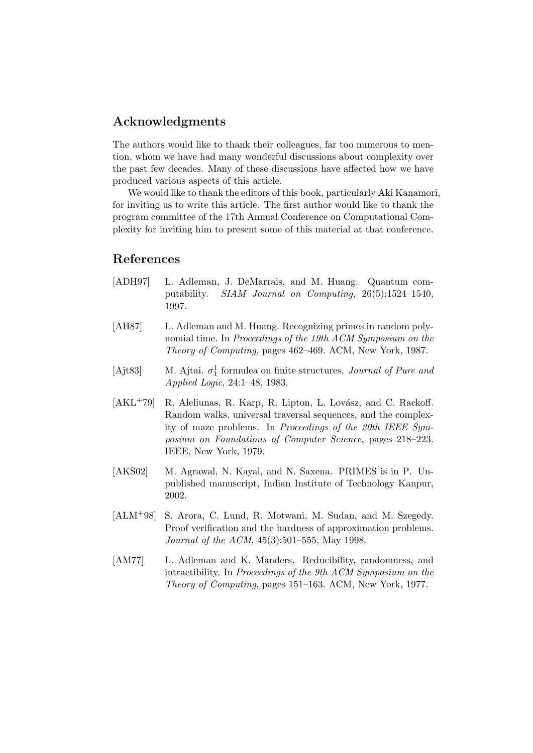## Acknowledgments

The authors would like to thank their colleagues, far too numerous to mention, whom we have had many wonderful discussions about complexity over the past few decades. Many of these discussions have affected how we have produced various aspects of this article.

We would like to thank the editors of this book, particularly Aki Kanamori, for inviting us to write this article. The first author would like to thank the program committee of the 17th Annual Conference on Computational Complexity for inviting him to present some of this material at that conference.

## References

[ADH97] L. Adleman, J. DeMarrais, and M. Huang. Quantum computability. *SIAM Journal on Computing*, 26(5):1524–1540, 1997.

[AH87] L. Adleman and M. Huang. Recognizing primes in random polynomial time. In *Proceedings of the 19th ACM Symposium on the Theory of Computing*, pages 462–469. ACM, New York, 1987.

[Ajt83] M. Ajtai. $\sigma_1^1$ formulea on finite structures. *Journal of Pure and Applied Logic*, 24:1–48, 1983.

[AKL$^+$79] R. Aleliunas, R. Karp, R. Lipton, L. Lovász, and C. Rackoff. Random walks, universal traversal sequences, and the complexity of maze problems. In *Proceedings of the 20th IEEE Symposium on Foundations of Computer Science*, pages 218–223. IEEE, New York, 1979.

[AKS02] M. Agrawal, N. Kayal, and N. Saxena. PRIMES is in P. Unpublished manuscript, Indian Institute of Technology Kanpur, 2002.

[ALM$^+$98] S. Arora, C. Lund, R. Motwani, M. Sudan, and M. Szegedy. Proof verification and the hardness of approximation problems. *Journal of the ACM*, 45(3):501–555, May 1998.

[AM77] L. Adleman and K. Manders. Reducibility, randomness, and intractibility. In *Proceedings of the 9th ACM Symposium on the Theory of Computing*, pages 151–163. ACM, New York, 1977.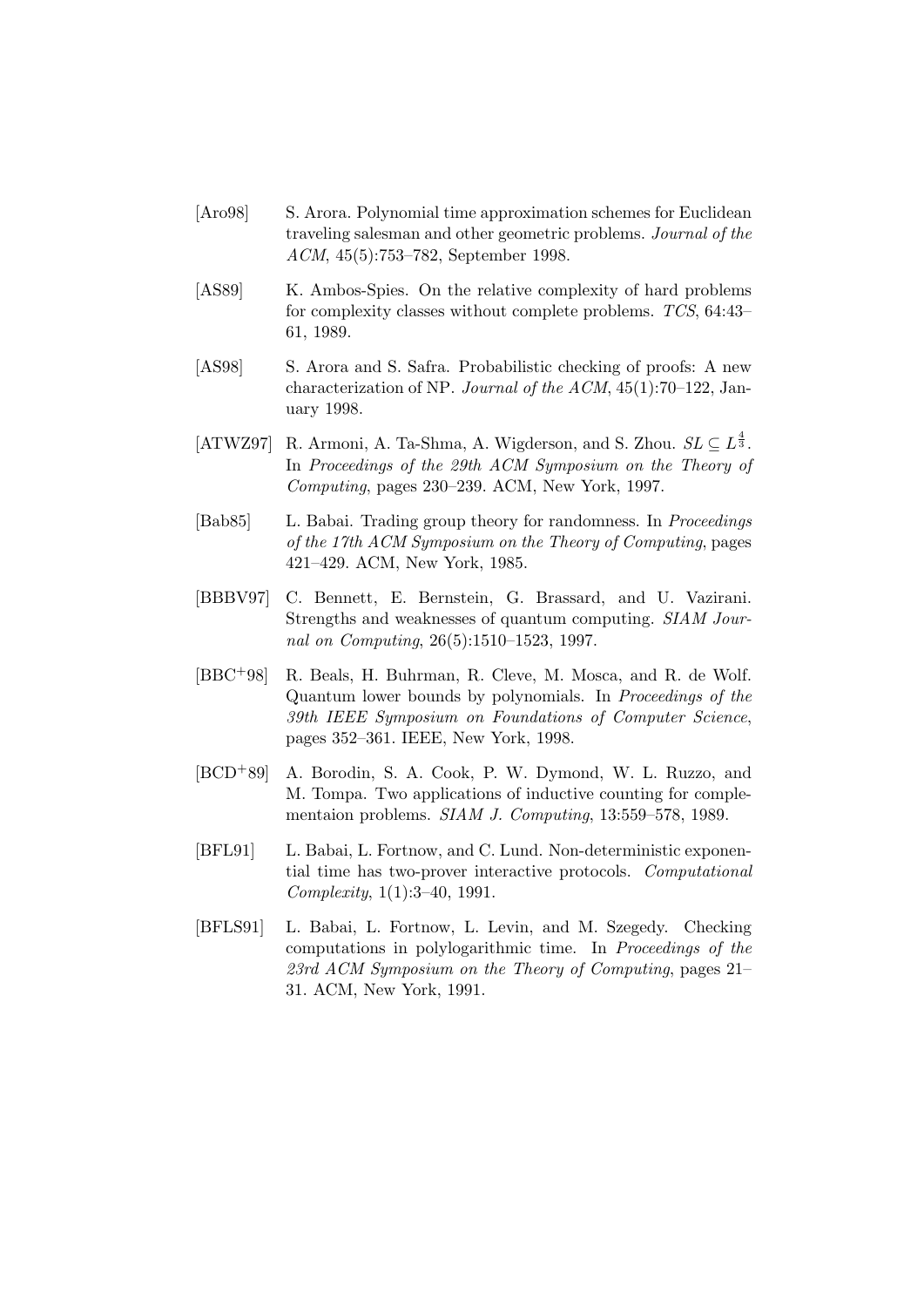[Aro98] S. Arora. Polynomial time approximation schemes for Euclidean traveling salesman and other geometric problems. *Journal of the ACM*, 45(5):753–782, September 1998.

[AS89] K. Ambos-Spies. On the relative complexity of hard problems for complexity classes without complete problems. *TCS*, 64:43–61, 1989.

[AS98] S. Arora and S. Safra. Probabilistic checking of proofs: A new characterization of NP. *Journal of the ACM*, 45(1):70–122, January 1998.

[ATWZ97] R. Armoni, A. Ta-Shma, A. Wigderson, and S. Zhou. $SL \subseteq L^{\frac{4}{3}}$. In *Proceedings of the 29th ACM Symposium on the Theory of Computing*, pages 230–239. ACM, New York, 1997.

[Bab85] L. Babai. Trading group theory for randomness. In *Proceedings of the 17th ACM Symposium on the Theory of Computing*, pages 421–429. ACM, New York, 1985.

[BBBV97] C. Bennett, E. Bernstein, G. Brassard, and U. Vazirani. Strengths and weaknesses of quantum computing. *SIAM Journal on Computing*, 26(5):1510–1523, 1997.

[BBC+98] R. Beals, H. Buhrman, R. Cleve, M. Mosca, and R. de Wolf. Quantum lower bounds by polynomials. In *Proceedings of the 39th IEEE Symposium on Foundations of Computer Science*, pages 352–361. IEEE, New York, 1998.

[BCD+89] A. Borodin, S. A. Cook, P. W. Dymond, W. L. Ruzzo, and M. Tompa. Two applications of inductive counting for complementaion problems. *SIAM J. Computing*, 13:559–578, 1989.

[BFL91] L. Babai, L. Fortnow, and C. Lund. Non-deterministic exponential time has two-prover interactive protocols. *Computational Complexity*, 1(1):3–40, 1991.

[BFLS91] L. Babai, L. Fortnow, L. Levin, and M. Szegedy. Checking computations in polylogarithmic time. In *Proceedings of the 23rd ACM Symposium on the Theory of Computing*, pages 21–31. ACM, New York, 1991.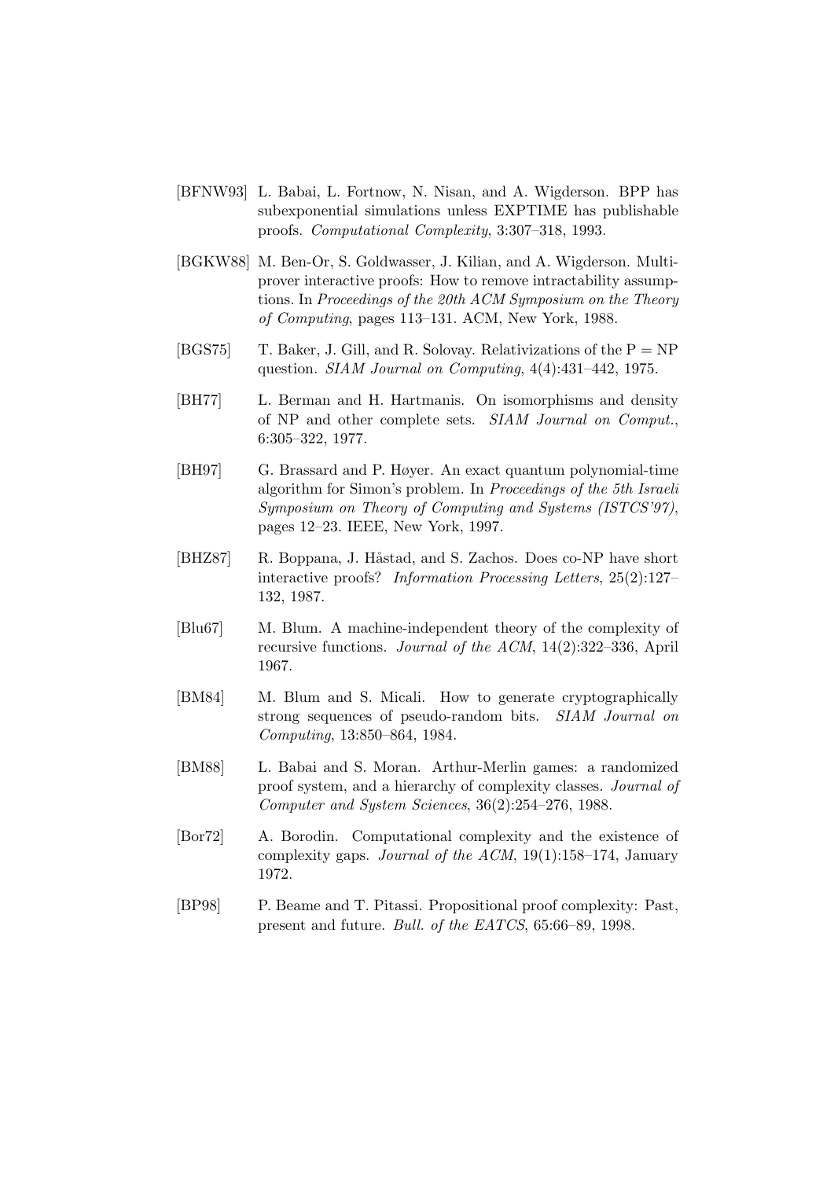[BFNW93] L. Babai, L. Fortnow, N. Nisan, and A. Wigderson. BPP has subexponential simulations unless EXPTIME has publishable proofs. *Computational Complexity*, 3:307–318, 1993.

[BGKW88] M. Ben-Or, S. Goldwasser, J. Kilian, and A. Wigderson. Multiprover interactive proofs: How to remove intractability assumptions. In *Proceedings of the 20th ACM Symposium on the Theory of Computing*, pages 113–131. ACM, New York, 1988.

[BGS75] T. Baker, J. Gill, and R. Solovay. Relativizations of the P = NP question. *SIAM Journal on Computing*, 4(4):431–442, 1975.

[BH77] L. Berman and H. Hartmanis. On isomorphisms and density of NP and other complete sets. *SIAM Journal on Comput.*, 6:305–322, 1977.

[BH97] G. Brassard and P. Høyer. An exact quantum polynomial-time algorithm for Simon's problem. In *Proceedings of the 5th Israeli Symposium on Theory of Computing and Systems (ISTCS'97)*, pages 12–23. IEEE, New York, 1997.

[BHZ87] R. Boppana, J. Håstad, and S. Zachos. Does co-NP have short interactive proofs? *Information Processing Letters*, 25(2):127–132, 1987.

[Blu67] M. Blum. A machine-independent theory of the complexity of recursive functions. *Journal of the ACM*, 14(2):322–336, April 1967.

[BM84] M. Blum and S. Micali. How to generate cryptographically strong sequences of pseudo-random bits. *SIAM Journal on Computing*, 13:850–864, 1984.

[BM88] L. Babai and S. Moran. Arthur-Merlin games: a randomized proof system, and a hierarchy of complexity classes. *Journal of Computer and System Sciences*, 36(2):254–276, 1988.

[Bor72] A. Borodin. Computational complexity and the existence of complexity gaps. *Journal of the ACM*, 19(1):158–174, January 1972.

[BP98] P. Beame and T. Pitassi. Propositional proof complexity: Past, present and future. *Bull. of the EATCS*, 65:66–89, 1998.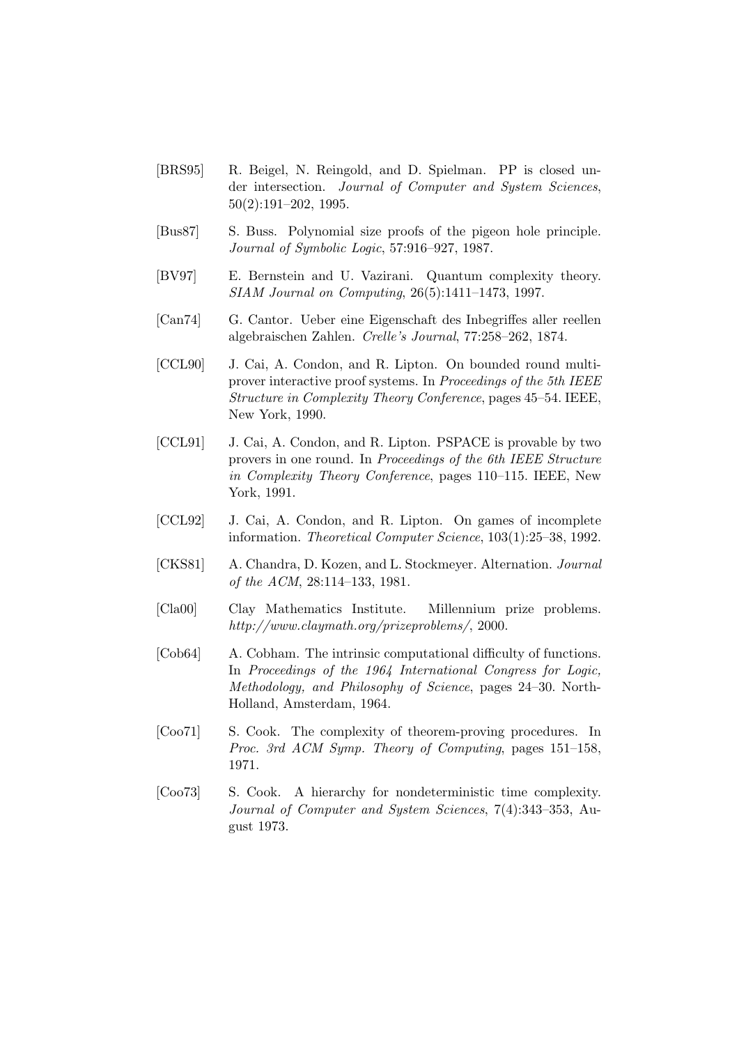[BRS95] R. Beigel, N. Reingold, and D. Spielman. PP is closed under intersection. *Journal of Computer and System Sciences*, 50(2):191–202, 1995.

[Bus87] S. Buss. Polynomial size proofs of the pigeon hole principle. *Journal of Symbolic Logic*, 57:916–927, 1987.

[BV97] E. Bernstein and U. Vazirani. Quantum complexity theory. *SIAM Journal on Computing*, 26(5):1411–1473, 1997.

[Can74] G. Cantor. Ueber eine Eigenschaft des Inbegriffes aller reellen algebraischen Zahlen. *Crelle's Journal*, 77:258–262, 1874.

[CCL90] J. Cai, A. Condon, and R. Lipton. On bounded round multi-prover interactive proof systems. In *Proceedings of the 5th IEEE Structure in Complexity Theory Conference*, pages 45–54. IEEE, New York, 1990.

[CCL91] J. Cai, A. Condon, and R. Lipton. PSPACE is provable by two provers in one round. In *Proceedings of the 6th IEEE Structure in Complexity Theory Conference*, pages 110–115. IEEE, New York, 1991.

[CCL92] J. Cai, A. Condon, and R. Lipton. On games of incomplete information. *Theoretical Computer Science*, 103(1):25–38, 1992.

[CKS81] A. Chandra, D. Kozen, and L. Stockmeyer. Alternation. *Journal of the ACM*, 28:114–133, 1981.

[Cla00] Clay Mathematics Institute. Millennium prize problems. *http://www.claymath.org/prizeproblems/*, 2000.

[Cob64] A. Cobham. The intrinsic computational difficulty of functions. In *Proceedings of the 1964 International Congress for Logic, Methodology, and Philosophy of Science*, pages 24–30. North-Holland, Amsterdam, 1964.

[Coo71] S. Cook. The complexity of theorem-proving procedures. In *Proc. 3rd ACM Symp. Theory of Computing*, pages 151–158, 1971.

[Coo73] S. Cook. A hierarchy for nondeterministic time complexity. *Journal of Computer and System Sciences*, 7(4):343–353, August 1973.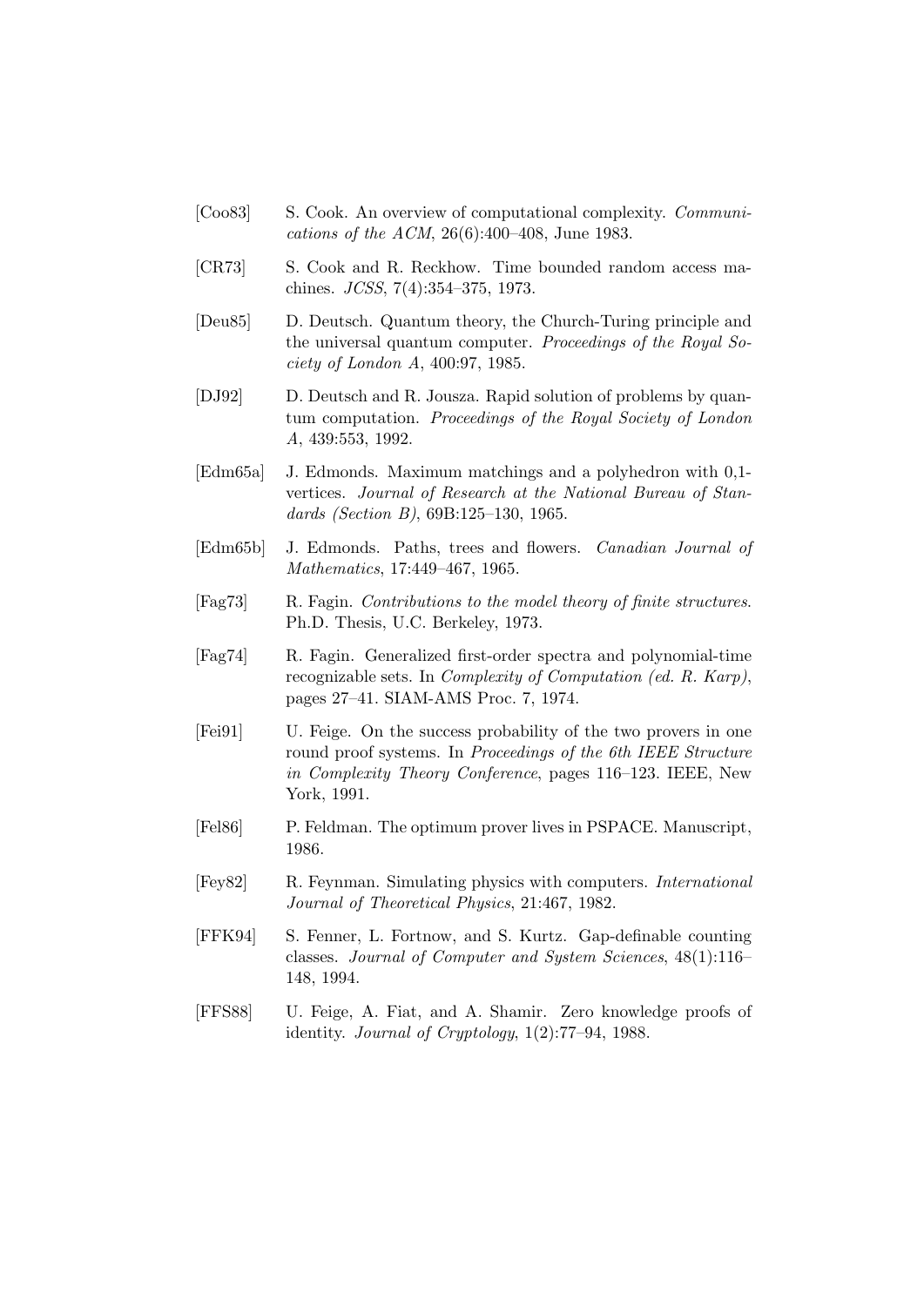[Coo83] S. Cook. An overview of computational complexity. *Communications of the ACM*, 26(6):400–408, June 1983.

[CR73] S. Cook and R. Reckhow. Time bounded random access machines. *JCSS*, 7(4):354–375, 1973.

[Deu85] D. Deutsch. Quantum theory, the Church-Turing principle and the universal quantum computer. *Proceedings of the Royal Society of London A*, 400:97, 1985.

[DJ92] D. Deutsch and R. Jousza. Rapid solution of problems by quantum computation. *Proceedings of the Royal Society of London A*, 439:553, 1992.

[Edm65a] J. Edmonds. Maximum matchings and a polyhedron with 0,1-vertices. *Journal of Research at the National Bureau of Standards (Section B)*, 69B:125–130, 1965.

[Edm65b] J. Edmonds. Paths, trees and flowers. *Canadian Journal of Mathematics*, 17:449–467, 1965.

[Fag73] R. Fagin. *Contributions to the model theory of finite structures*. Ph.D. Thesis, U.C. Berkeley, 1973.

[Fag74] R. Fagin. Generalized first-order spectra and polynomial-time recognizable sets. In *Complexity of Computation (ed. R. Karp)*, pages 27–41. SIAM-AMS Proc. 7, 1974.

[Fei91] U. Feige. On the success probability of the two provers in one round proof systems. In *Proceedings of the 6th IEEE Structure in Complexity Theory Conference*, pages 116–123. IEEE, New York, 1991.

[Fel86] P. Feldman. The optimum prover lives in PSPACE. Manuscript, 1986.

[Fey82] R. Feynman. Simulating physics with computers. *International Journal of Theoretical Physics*, 21:467, 1982.

[FFK94] S. Fenner, L. Fortnow, and S. Kurtz. Gap-definable counting classes. *Journal of Computer and System Sciences*, 48(1):116–148, 1994.

[FFS88] U. Feige, A. Fiat, and A. Shamir. Zero knowledge proofs of identity. *Journal of Cryptology*, 1(2):77–94, 1988.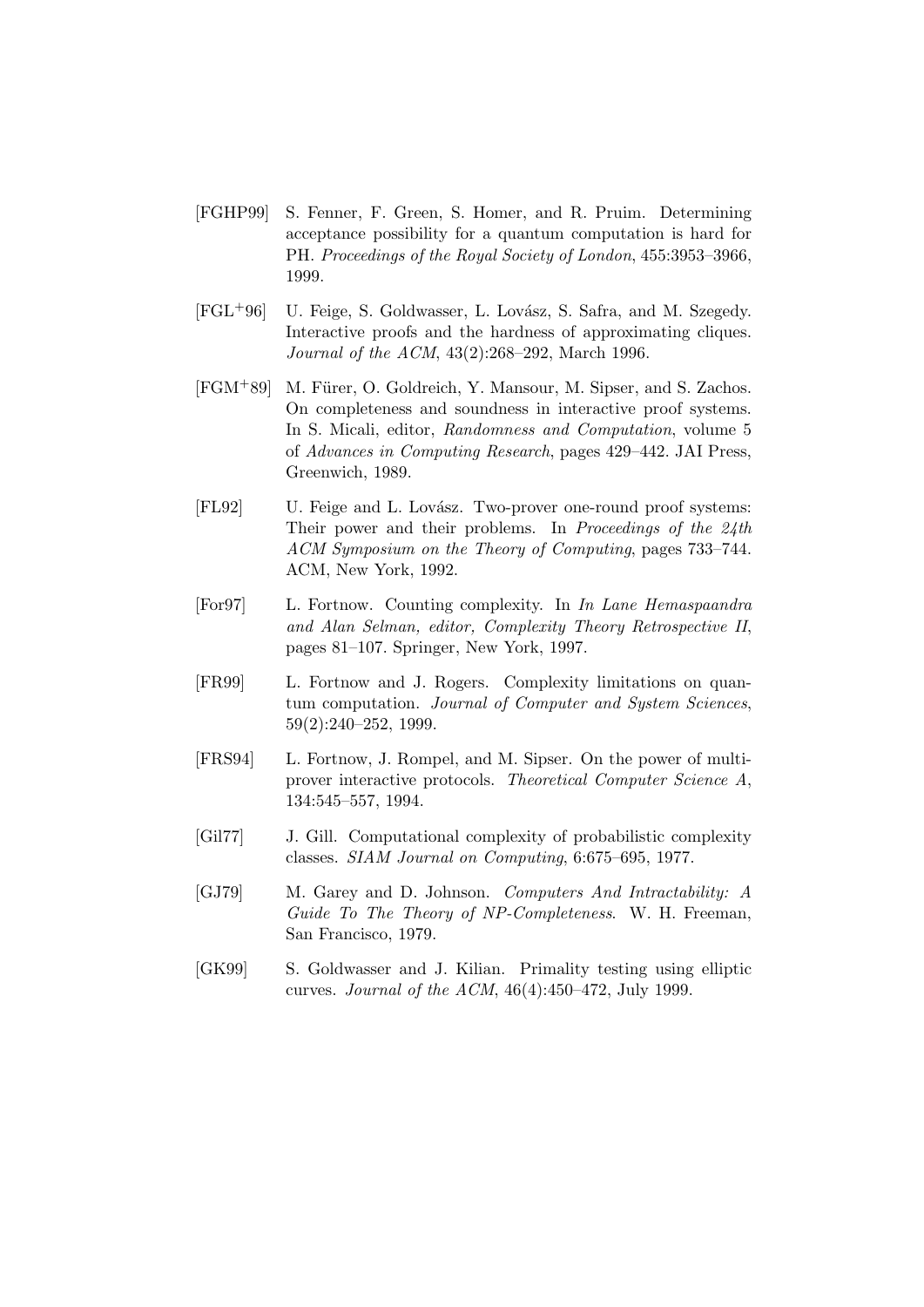[FGHP99] S. Fenner, F. Green, S. Homer, and R. Pruim. Determining acceptance possibility for a quantum computation is hard for PH. *Proceedings of the Royal Society of London*, 455:3953–3966, 1999.

[FGL+96] U. Feige, S. Goldwasser, L. Lovász, S. Safra, and M. Szegedy. Interactive proofs and the hardness of approximating cliques. *Journal of the ACM*, 43(2):268–292, March 1996.

[FGM+89] M. Fürer, O. Goldreich, Y. Mansour, M. Sipser, and S. Zachos. On completeness and soundness in interactive proof systems. In S. Micali, editor, *Randomness and Computation*, volume 5 of *Advances in Computing Research*, pages 429–442. JAI Press, Greenwich, 1989.

[FL92] U. Feige and L. Lovász. Two-prover one-round proof systems: Their power and their problems. In *Proceedings of the 24th ACM Symposium on the Theory of Computing*, pages 733–744. ACM, New York, 1992.

[For97] L. Fortnow. Counting complexity. In *In Lane Hemaspaandra and Alan Selman, editor, Complexity Theory Retrospective II*, pages 81–107. Springer, New York, 1997.

[FR99] L. Fortnow and J. Rogers. Complexity limitations on quantum computation. *Journal of Computer and System Sciences*, 59(2):240–252, 1999.

[FRS94] L. Fortnow, J. Rompel, and M. Sipser. On the power of multi-prover interactive protocols. *Theoretical Computer Science A*, 134:545–557, 1994.

[Gil77] J. Gill. Computational complexity of probabilistic complexity classes. *SIAM Journal on Computing*, 6:675–695, 1977.

[GJ79] M. Garey and D. Johnson. *Computers And Intractability: A Guide To The Theory of NP-Completeness*. W. H. Freeman, San Francisco, 1979.

[GK99] S. Goldwasser and J. Kilian. Primality testing using elliptic curves. *Journal of the ACM*, 46(4):450–472, July 1999.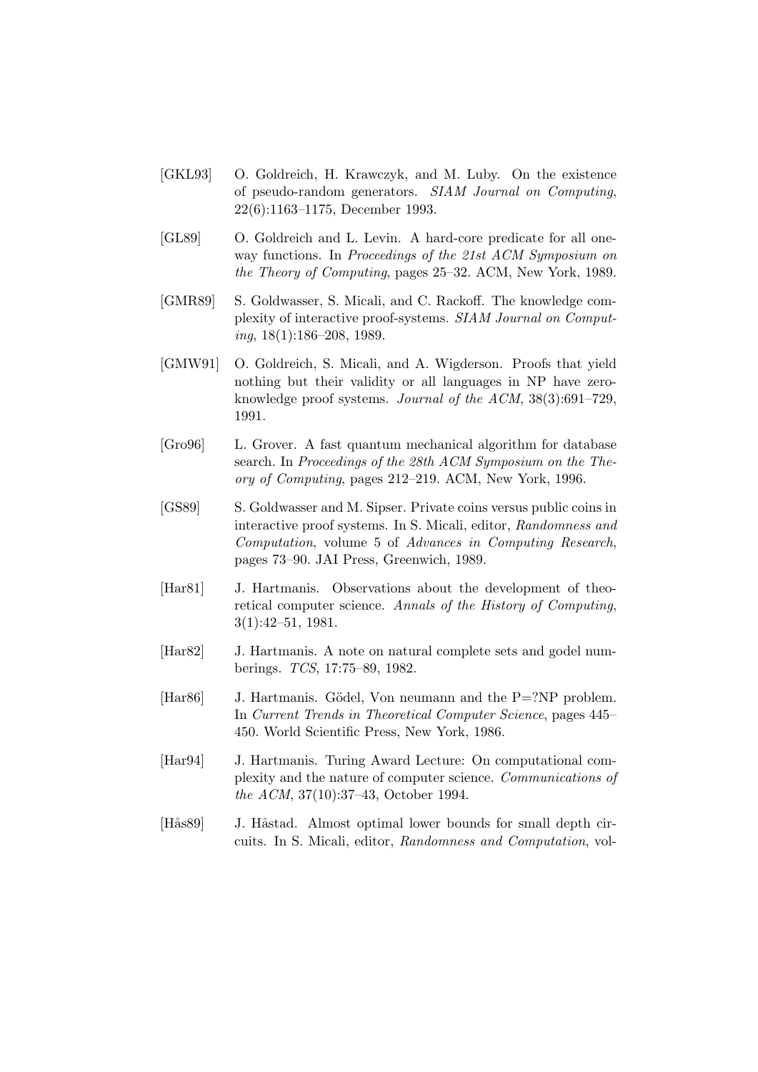[GKL93] O. Goldreich, H. Krawczyk, and M. Luby. On the existence of pseudo-random generators. *SIAM Journal on Computing*, 22(6):1163–1175, December 1993.

[GL89] O. Goldreich and L. Levin. A hard-core predicate for all one-way functions. In *Proceedings of the 21st ACM Symposium on the Theory of Computing*, pages 25–32. ACM, New York, 1989.

[GMR89] S. Goldwasser, S. Micali, and C. Rackoff. The knowledge complexity of interactive proof-systems. *SIAM Journal on Computing*, 18(1):186–208, 1989.

[GMW91] O. Goldreich, S. Micali, and A. Wigderson. Proofs that yield nothing but their validity or all languages in NP have zero-knowledge proof systems. *Journal of the ACM*, 38(3):691–729, 1991.

[Gro96] L. Grover. A fast quantum mechanical algorithm for database search. In *Proceedings of the 28th ACM Symposium on the Theory of Computing*, pages 212–219. ACM, New York, 1996.

[GS89] S. Goldwasser and M. Sipser. Private coins versus public coins in interactive proof systems. In S. Micali, editor, *Randomness and Computation*, volume 5 of *Advances in Computing Research*, pages 73–90. JAI Press, Greenwich, 1989.

[Har81] J. Hartmanis. Observations about the development of theoretical computer science. *Annals of the History of Computing*, 3(1):42–51, 1981.

[Har82] J. Hartmanis. A note on natural complete sets and godel numberings. *TCS*, 17:75–89, 1982.

[Har86] J. Hartmanis. Gödel, Von neumann and the P=?NP problem. In *Current Trends in Theoretical Computer Science*, pages 445–450. World Scientific Press, New York, 1986.

[Har94] J. Hartmanis. Turing Award Lecture: On computational complexity and the nature of computer science. *Communications of the ACM*, 37(10):37–43, October 1994.

[Hås89] J. Håstad. Almost optimal lower bounds for small depth circuits. In S. Micali, editor, *Randomness and Computation*, vol-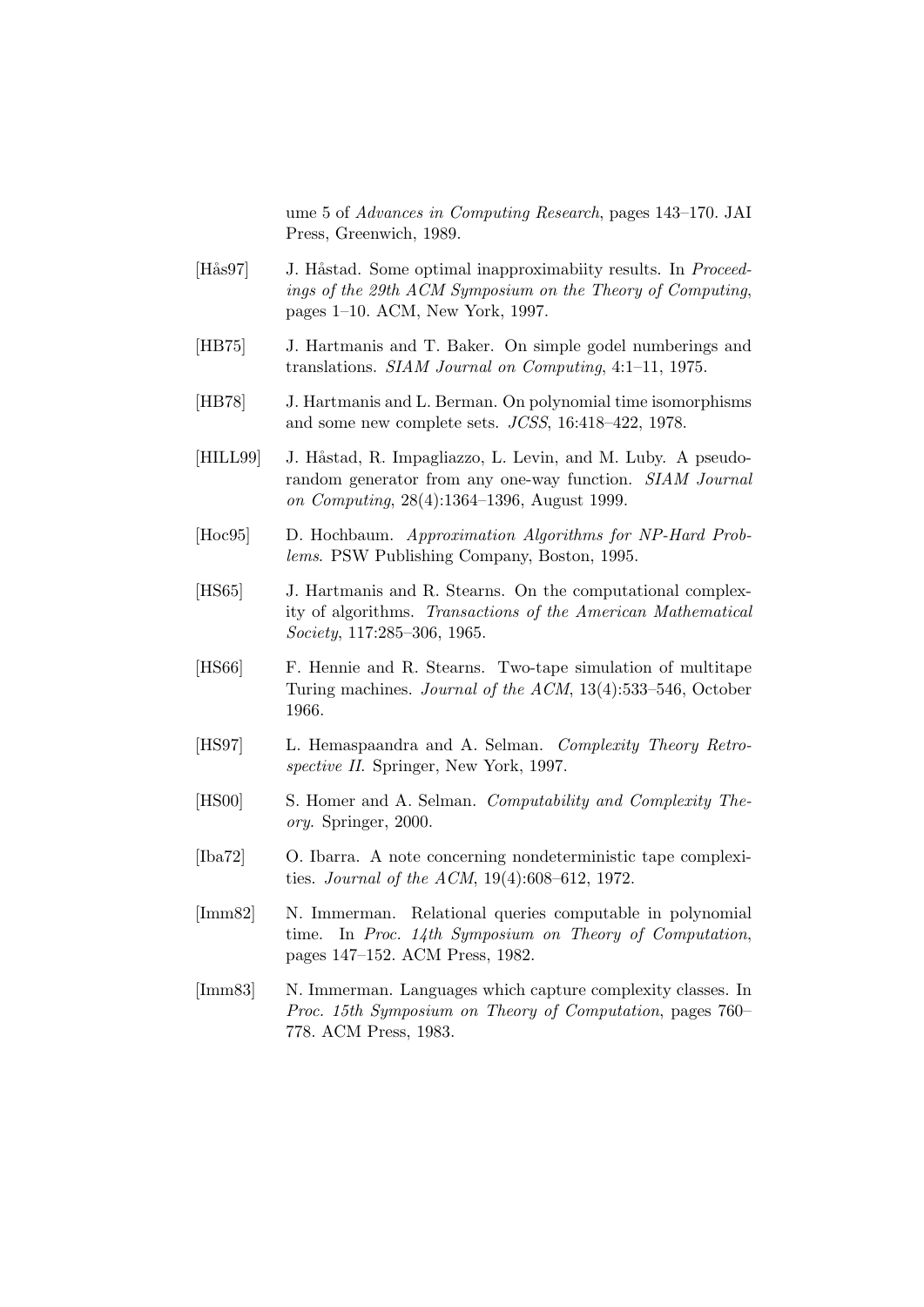ume 5 of *Advances in Computing Research*, pages 143–170. JAI Press, Greenwich, 1989.

[Hås97] J. Håstad. Some optimal inapproximabiity results. In *Proceedings of the 29th ACM Symposium on the Theory of Computing*, pages 1–10. ACM, New York, 1997.

[HB75] J. Hartmanis and T. Baker. On simple godel numberings and translations. *SIAM Journal on Computing*, 4:1–11, 1975.

[HB78] J. Hartmanis and L. Berman. On polynomial time isomorphisms and some new complete sets. *JCSS*, 16:418–422, 1978.

[HILL99] J. Håstad, R. Impagliazzo, L. Levin, and M. Luby. A pseudorandom generator from any one-way function. *SIAM Journal on Computing*, 28(4):1364–1396, August 1999.

[Hoc95] D. Hochbaum. *Approximation Algorithms for NP-Hard Problems*. PSW Publishing Company, Boston, 1995.

[HS65] J. Hartmanis and R. Stearns. On the computational complexity of algorithms. *Transactions of the American Mathematical Society*, 117:285–306, 1965.

[HS66] F. Hennie and R. Stearns. Two-tape simulation of multitape Turing machines. *Journal of the ACM*, 13(4):533–546, October 1966.

[HS97] L. Hemaspaandra and A. Selman. *Complexity Theory Retrospective II*. Springer, New York, 1997.

[HS00] S. Homer and A. Selman. *Computability and Complexity Theory*. Springer, 2000.

[Iba72] O. Ibarra. A note concerning nondeterministic tape complexities. *Journal of the ACM*, 19(4):608–612, 1972.

[Imm82] N. Immerman. Relational queries computable in polynomial time. In *Proc. 14th Symposium on Theory of Computation*, pages 147–152. ACM Press, 1982.

[Imm83] N. Immerman. Languages which capture complexity classes. In *Proc. 15th Symposium on Theory of Computation*, pages 760–778. ACM Press, 1983.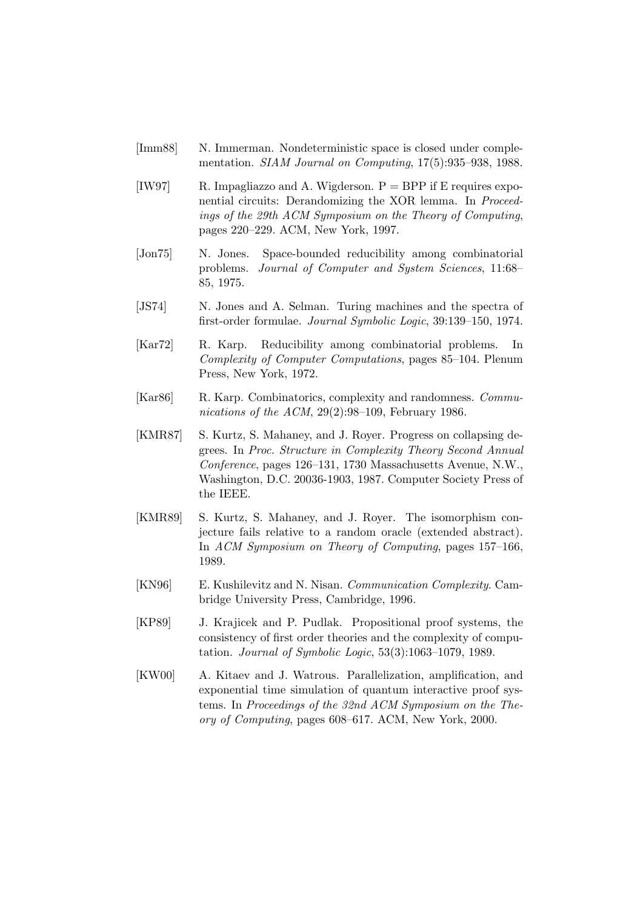[Imm88] N. Immerman. Nondeterministic space is closed under complementation. *SIAM Journal on Computing*, 17(5):935–938, 1988.

[IW97] R. Impagliazzo and A. Wigderson. P = BPP if E requires exponential circuits: Derandomizing the XOR lemma. In *Proceedings of the 29th ACM Symposium on the Theory of Computing*, pages 220–229. ACM, New York, 1997.

[Jon75] N. Jones. Space-bounded reducibility among combinatorial problems. *Journal of Computer and System Sciences*, 11:68–85, 1975.

[JS74] N. Jones and A. Selman. Turing machines and the spectra of first-order formulae. *Journal Symbolic Logic*, 39:139–150, 1974.

[Kar72] R. Karp. Reducibility among combinatorial problems. In *Complexity of Computer Computations*, pages 85–104. Plenum Press, New York, 1972.

[Kar86] R. Karp. Combinatorics, complexity and randomness. *Communications of the ACM*, 29(2):98–109, February 1986.

[KMR87] S. Kurtz, S. Mahaney, and J. Royer. Progress on collapsing degrees. In *Proc. Structure in Complexity Theory Second Annual Conference*, pages 126–131, 1730 Massachusetts Avenue, N.W., Washington, D.C. 20036-1903, 1987. Computer Society Press of the IEEE.

[KMR89] S. Kurtz, S. Mahaney, and J. Royer. The isomorphism conjecture fails relative to a random oracle (extended abstract). In *ACM Symposium on Theory of Computing*, pages 157–166, 1989.

[KN96] E. Kushilevitz and N. Nisan. *Communication Complexity*. Cambridge University Press, Cambridge, 1996.

[KP89] J. Krajicek and P. Pudlak. Propositional proof systems, the consistency of first order theories and the complexity of computation. *Journal of Symbolic Logic*, 53(3):1063–1079, 1989.

[KW00] A. Kitaev and J. Watrous. Parallelization, amplification, and exponential time simulation of quantum interactive proof systems. In *Proceedings of the 32nd ACM Symposium on the Theory of Computing*, pages 608–617. ACM, New York, 2000.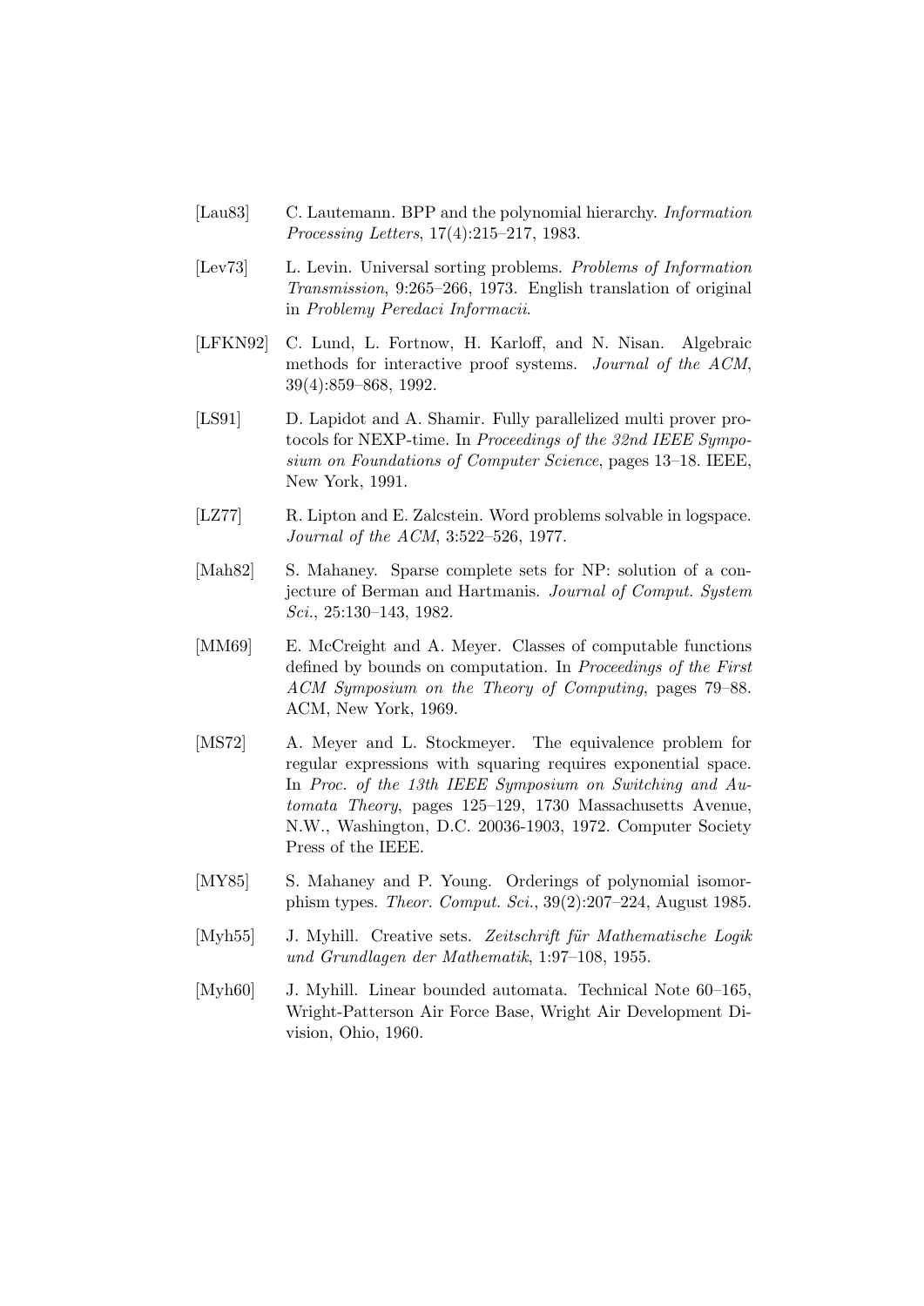[Lau83] C. Lautemann. BPP and the polynomial hierarchy. *Information Processing Letters*, 17(4):215–217, 1983.

[Lev73] L. Levin. Universal sorting problems. *Problems of Information Transmission*, 9:265–266, 1973. English translation of original in *Problemy Peredaci Informacii*.

[LFKN92] C. Lund, L. Fortnow, H. Karloff, and N. Nisan. Algebraic methods for interactive proof systems. *Journal of the ACM*, 39(4):859–868, 1992.

[LS91] D. Lapidot and A. Shamir. Fully parallelized multi prover protocols for NEXP-time. In *Proceedings of the 32nd IEEE Symposium on Foundations of Computer Science*, pages 13–18. IEEE, New York, 1991.

[LZ77] R. Lipton and E. Zalcstein. Word problems solvable in logspace. *Journal of the ACM*, 3:522–526, 1977.

[Mah82] S. Mahaney. Sparse complete sets for NP: solution of a conjecture of Berman and Hartmanis. *Journal of Comput. System Sci.*, 25:130–143, 1982.

[MM69] E. McCreight and A. Meyer. Classes of computable functions defined by bounds on computation. In *Proceedings of the First ACM Symposium on the Theory of Computing*, pages 79–88. ACM, New York, 1969.

[MS72] A. Meyer and L. Stockmeyer. The equivalence problem for regular expressions with squaring requires exponential space. In *Proc. of the 13th IEEE Symposium on Switching and Automata Theory*, pages 125–129, 1730 Massachusetts Avenue, N.W., Washington, D.C. 20036-1903, 1972. Computer Society Press of the IEEE.

[MY85] S. Mahaney and P. Young. Orderings of polynomial isomorphism types. *Theor. Comput. Sci.*, 39(2):207–224, August 1985.

[Myh55] J. Myhill. Creative sets. *Zeitschrift für Mathematische Logik und Grundlagen der Mathematik*, 1:97–108, 1955.

[Myh60] J. Myhill. Linear bounded automata. Technical Note 60–165, Wright-Patterson Air Force Base, Wright Air Development Division, Ohio, 1960.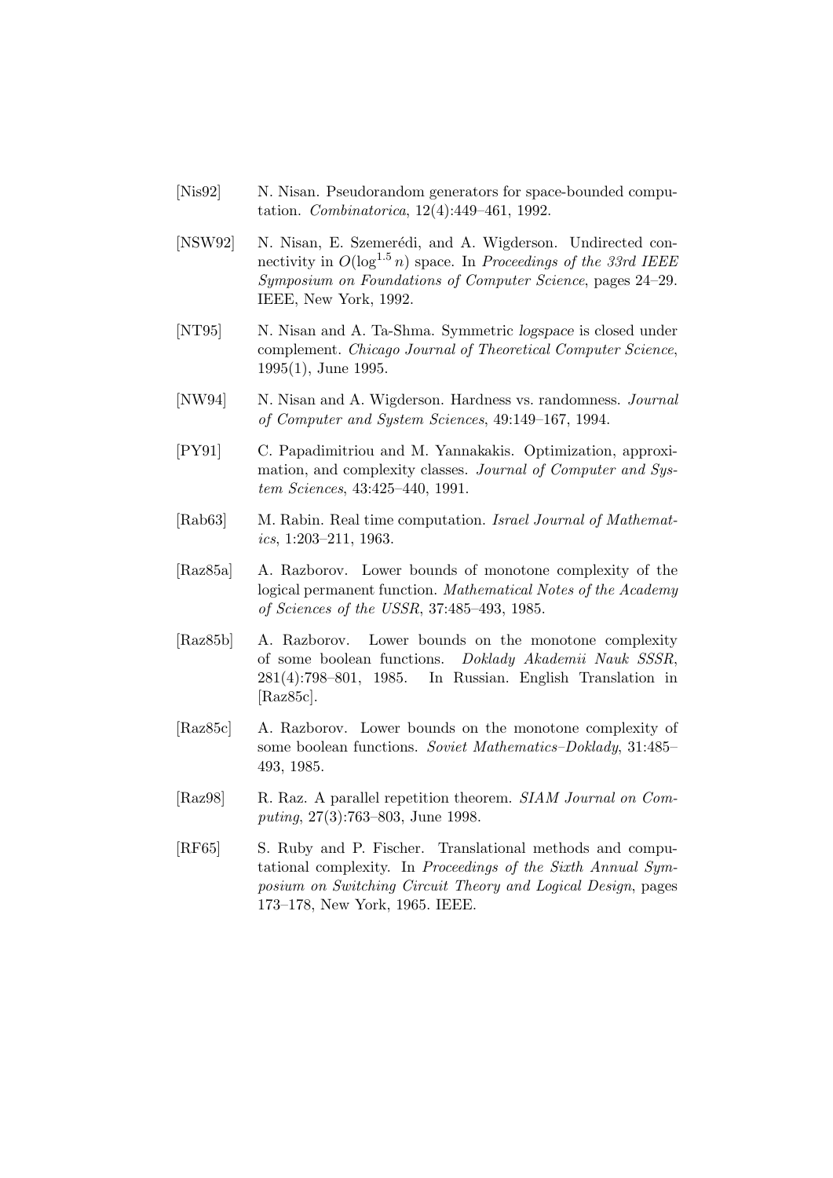[Nis92] N. Nisan. Pseudorandom generators for space-bounded computation. *Combinatorica*, 12(4):449–461, 1992.

[NSW92] N. Nisan, E. Szemerédi, and A. Wigderson. Undirected connectivity in $O(\log^{1.5} n)$ space. In *Proceedings of the 33rd IEEE Symposium on Foundations of Computer Science*, pages 24–29. IEEE, New York, 1992.

[NT95] N. Nisan and A. Ta-Shma. Symmetric *logspace* is closed under complement. *Chicago Journal of Theoretical Computer Science*, 1995(1), June 1995.

[NW94] N. Nisan and A. Wigderson. Hardness vs. randomness. *Journal of Computer and System Sciences*, 49:149–167, 1994.

[PY91] C. Papadimitriou and M. Yannakakis. Optimization, approximation, and complexity classes. *Journal of Computer and System Sciences*, 43:425–440, 1991.

[Rab63] M. Rabin. Real time computation. *Israel Journal of Mathematics*, 1:203–211, 1963.

[Raz85a] A. Razborov. Lower bounds of monotone complexity of the logical permanent function. *Mathematical Notes of the Academy of Sciences of the USSR*, 37:485–493, 1985.

[Raz85b] A. Razborov. Lower bounds on the monotone complexity of some boolean functions. *Doklady Akademii Nauk SSSR*, 281(4):798–801, 1985. In Russian. English Translation in [Raz85c].

[Raz85c] A. Razborov. Lower bounds on the monotone complexity of some boolean functions. *Soviet Mathematics–Doklady*, 31:485–493, 1985.

[Raz98] R. Raz. A parallel repetition theorem. *SIAM Journal on Computing*, 27(3):763–803, June 1998.

[RF65] S. Ruby and P. Fischer. Translational methods and computational complexity. In *Proceedings of the Sixth Annual Symposium on Switching Circuit Theory and Logical Design*, pages 173–178, New York, 1965. IEEE.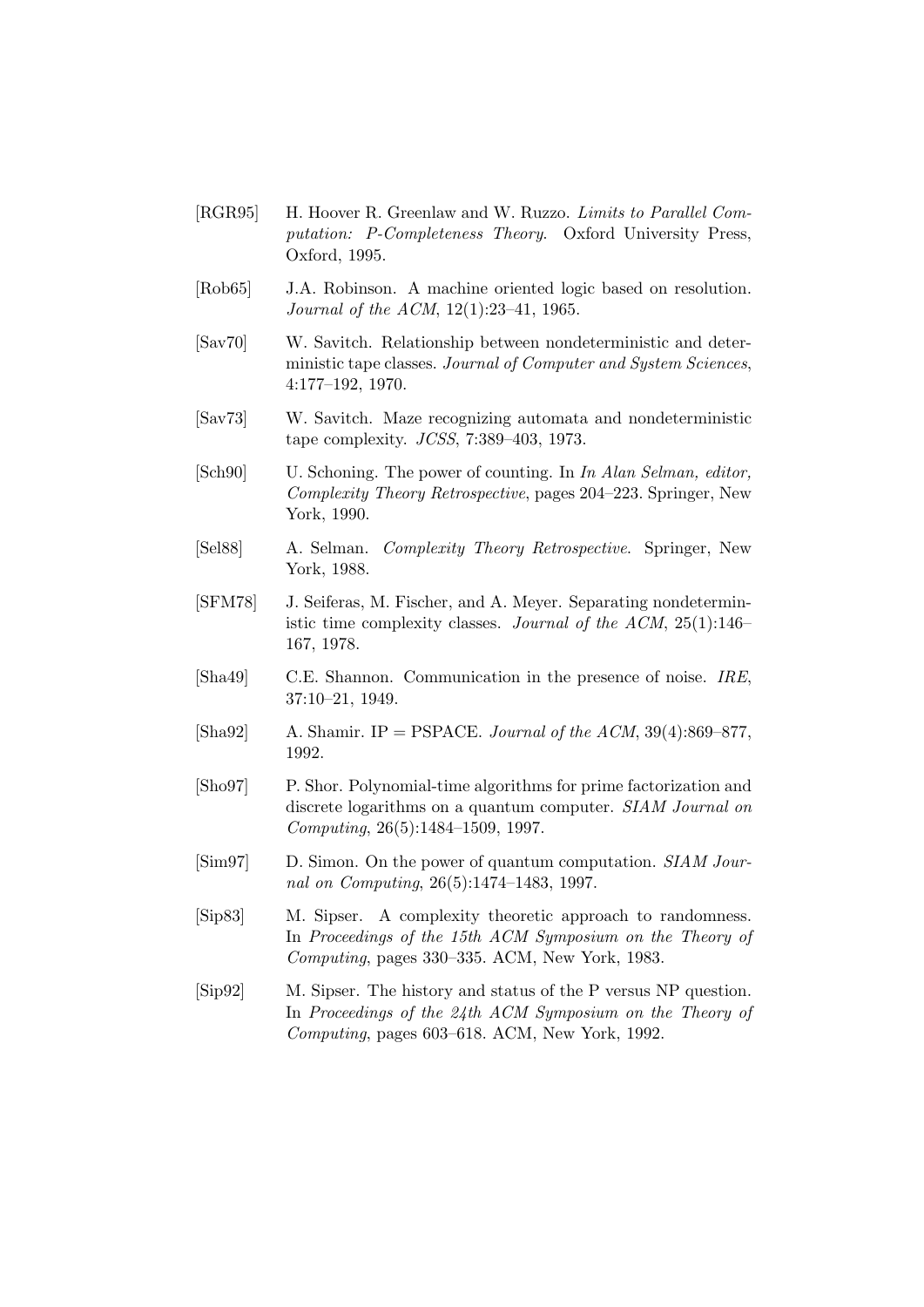[RGR95] H. Hoover R. Greenlaw and W. Ruzzo. *Limits to Parallel Computation: P-Completeness Theory*. Oxford University Press, Oxford, 1995.

[Rob65] J.A. Robinson. A machine oriented logic based on resolution. *Journal of the ACM*, 12(1):23–41, 1965.

[Sav70] W. Savitch. Relationship between nondeterministic and deterministic tape classes. *Journal of Computer and System Sciences*, 4:177–192, 1970.

[Sav73] W. Savitch. Maze recognizing automata and nondeterministic tape complexity. *JCSS*, 7:389–403, 1973.

[Sch90] U. Schoning. The power of counting. In *In Alan Selman, editor, Complexity Theory Retrospective*, pages 204–223. Springer, New York, 1990.

[Sel88] A. Selman. *Complexity Theory Retrospective*. Springer, New York, 1988.

[SFM78] J. Seiferas, M. Fischer, and A. Meyer. Separating nondeterministic time complexity classes. *Journal of the ACM*, 25(1):146–167, 1978.

[Sha49] C.E. Shannon. Communication in the presence of noise. *IRE*, 37:10–21, 1949.

[Sha92] A. Shamir. IP = PSPACE. *Journal of the ACM*, 39(4):869–877, 1992.

[Sho97] P. Shor. Polynomial-time algorithms for prime factorization and discrete logarithms on a quantum computer. *SIAM Journal on Computing*, 26(5):1484–1509, 1997.

[Sim97] D. Simon. On the power of quantum computation. *SIAM Journal on Computing*, 26(5):1474–1483, 1997.

[Sip83] M. Sipser. A complexity theoretic approach to randomness. In *Proceedings of the 15th ACM Symposium on the Theory of Computing*, pages 330–335. ACM, New York, 1983.

[Sip92] M. Sipser. The history and status of the P versus NP question. In *Proceedings of the 24th ACM Symposium on the Theory of Computing*, pages 603–618. ACM, New York, 1992.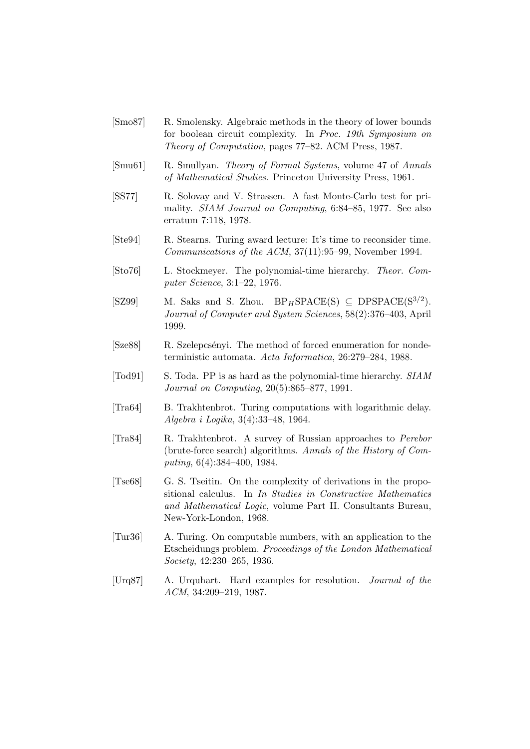[Smo87] R. Smolensky. Algebraic methods in the theory of lower bounds for boolean circuit complexity. In *Proc. 19th Symposium on Theory of Computation*, pages 77–82. ACM Press, 1987.

[Smu61] R. Smullyan. *Theory of Formal Systems*, volume 47 of *Annals of Mathematical Studies*. Princeton University Press, 1961.

[SS77] R. Solovay and V. Strassen. A fast Monte-Carlo test for primality. *SIAM Journal on Computing*, 6:84–85, 1977. See also erratum 7:118, 1978.

[Ste94] R. Stearns. Turing award lecture: It's time to reconsider time. *Communications of the ACM*, 37(11):95–99, November 1994.

[Sto76] L. Stockmeyer. The polynomial-time hierarchy. *Theor. Computer Science*, 3:1–22, 1976.

[SZ99] M. Saks and S. Zhou. $\mathrm{BP}_H\mathrm{SPACE(S)} \subseteq \mathrm{DPSPACE}(\mathrm{S}^{3/2})$. *Journal of Computer and System Sciences*, 58(2):376–403, April 1999.

[Sze88] R. Szelepcsényi. The method of forced enumeration for nondeterministic automata. *Acta Informatica*, 26:279–284, 1988.

[Tod91] S. Toda. PP is as hard as the polynomial-time hierarchy. *SIAM Journal on Computing*, 20(5):865–877, 1991.

[Tra64] B. Trakhtenbrot. Turing computations with logarithmic delay. *Algebra i Logika*, 3(4):33–48, 1964.

[Tra84] R. Trakhtenbrot. A survey of Russian approaches to *Perebor* (brute-force search) algorithms. *Annals of the History of Computing*, 6(4):384–400, 1984.

[Tse68] G. S. Tseitin. On the complexity of derivations in the propositional calculus. In *In Studies in Constructive Mathematics and Mathematical Logic*, volume Part II. Consultants Bureau, New-York-London, 1968.

[Tur36] A. Turing. On computable numbers, with an application to the Etscheidungs problem. *Proceedings of the London Mathematical Society*, 42:230–265, 1936.

[Urq87] A. Urquhart. Hard examples for resolution. *Journal of the ACM*, 34:209–219, 1987.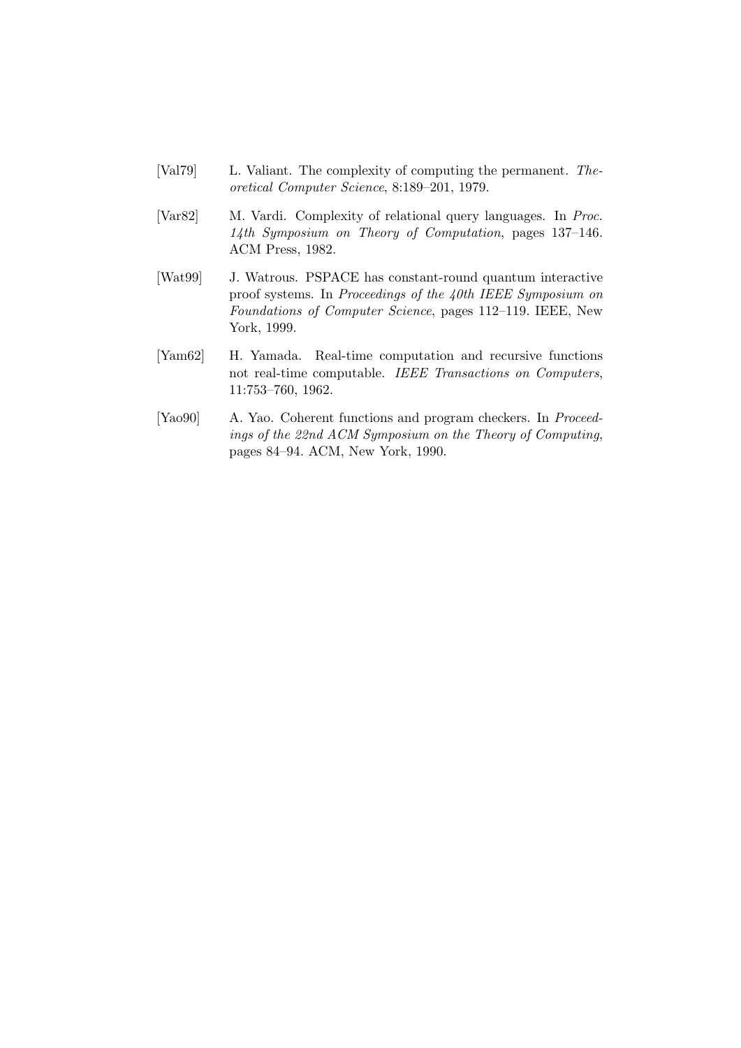[Val79] L. Valiant. The complexity of computing the permanent. *Theoretical Computer Science*, 8:189–201, 1979.

[Var82] M. Vardi. Complexity of relational query languages. In *Proc. 14th Symposium on Theory of Computation*, pages 137–146. ACM Press, 1982.

[Wat99] J. Watrous. PSPACE has constant-round quantum interactive proof systems. In *Proceedings of the 40th IEEE Symposium on Foundations of Computer Science*, pages 112–119. IEEE, New York, 1999.

[Yam62] H. Yamada. Real-time computation and recursive functions not real-time computable. *IEEE Transactions on Computers*, 11:753–760, 1962.

[Yao90] A. Yao. Coherent functions and program checkers. In *Proceedings of the 22nd ACM Symposium on the Theory of Computing*, pages 84–94. ACM, New York, 1990.